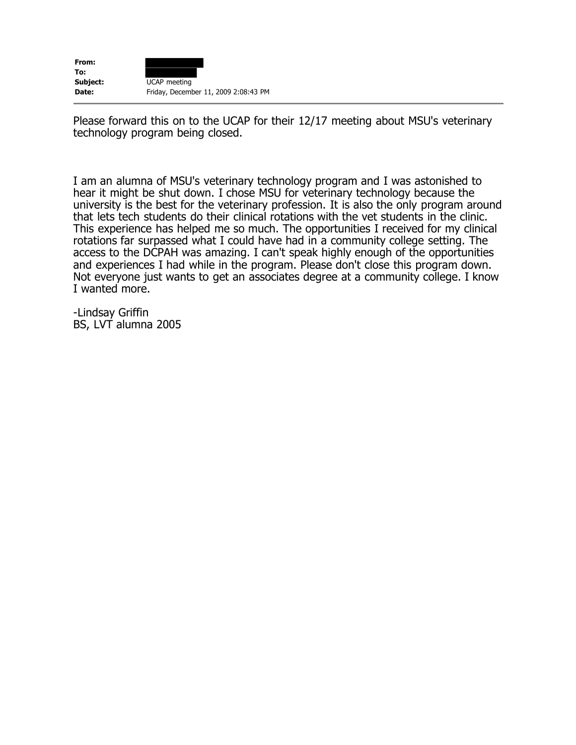| | |
|---|---|
| **From:** | |
| **To:** | |
| **Subject:** | UCAP meeting |
| **Date:** | Friday, December 11, 2009 2:08:43 PM |

---

Please forward this on to the UCAP for their 12/17 meeting about MSU's veterinary technology program being closed.

I am an alumna of MSU's veterinary technology program and I was astonished to hear it might be shut down. I chose MSU for veterinary technology because the university is the best for the veterinary profession. It is also the only program around that lets tech students do their clinical rotations with the vet students in the clinic. This experience has helped me so much. The opportunities I received for my clinical rotations far surpassed what I could have had in a community college setting. The access to the DCPAH was amazing. I can't speak highly enough of the opportunities and experiences I had while in the program. Please don't close this program down. Not everyone just wants to get an associates degree at a community college. I know I wanted more.

-Lindsay Griffin
BS, LVT alumna 2005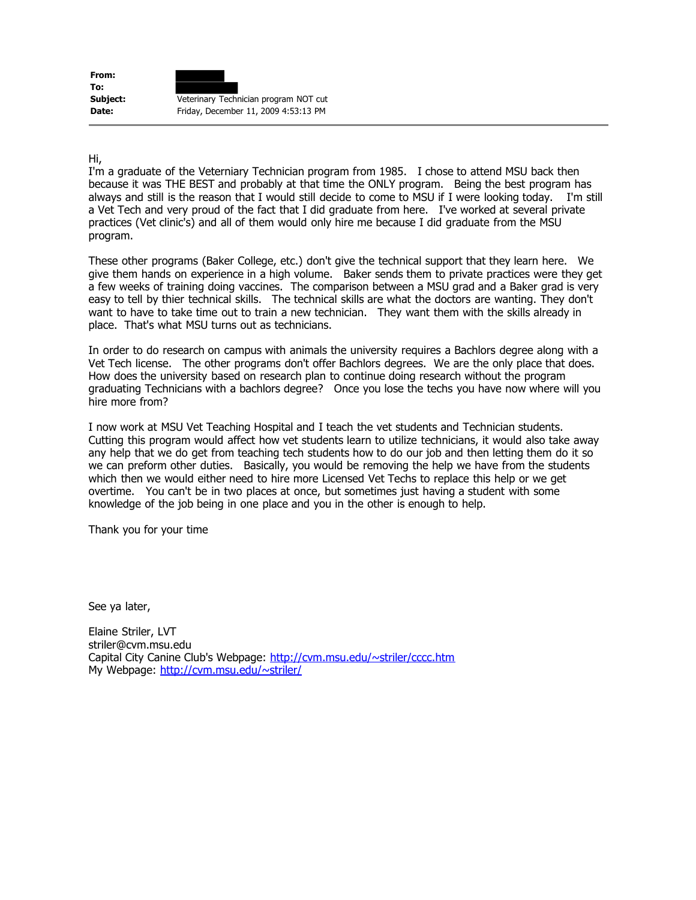| | |
|---|---|
| **From:** | |
| **To:** | |
| **Subject:** | Veterinary Technician program NOT cut |
| **Date:** | Friday, December 11, 2009 4:53:13 PM |

Hi,
I'm a graduate of the Veterniary Technician program from 1985. I chose to attend MSU back then because it was THE BEST and probably at that time the ONLY program. Being the best program has always and still is the reason that I would still decide to come to MSU if I were looking today. I'm still a Vet Tech and very proud of the fact that I did graduate from here. I've worked at several private practices (Vet clinic's) and all of them would only hire me because I did graduate from the MSU program.

These other programs (Baker College, etc.) don't give the technical support that they learn here. We give them hands on experience in a high volume. Baker sends them to private practices were they get a few weeks of training doing vaccines. The comparison between a MSU grad and a Baker grad is very easy to tell by thier technical skills. The technical skills are what the doctors are wanting. They don't want to have to take time out to train a new technician. They want them with the skills already in place. That's what MSU turns out as technicians.

In order to do research on campus with animals the university requires a Bachlors degree along with a Vet Tech license. The other programs don't offer Bachlors degrees. We are the only place that does. How does the university based on research plan to continue doing research without the program graduating Technicians with a bachlors degree? Once you lose the techs you have now where will you hire more from?

I now work at MSU Vet Teaching Hospital and I teach the vet students and Technician students. Cutting this program would affect how vet students learn to utilize technicians, it would also take away any help that we do get from teaching tech students how to do our job and then letting them do it so we can preform other duties. Basically, you would be removing the help we have from the students which then we would either need to hire more Licensed Vet Techs to replace this help or we get overtime. You can't be in two places at once, but sometimes just having a student with some knowledge of the job being in one place and you in the other is enough to help.

Thank you for your time

See ya later,

Elaine Striler, LVT
striler@cvm.msu.edu
Capital City Canine Club's Webpage: http://cvm.msu.edu/~striler/cccc.htm
My Webpage: http://cvm.msu.edu/~striler/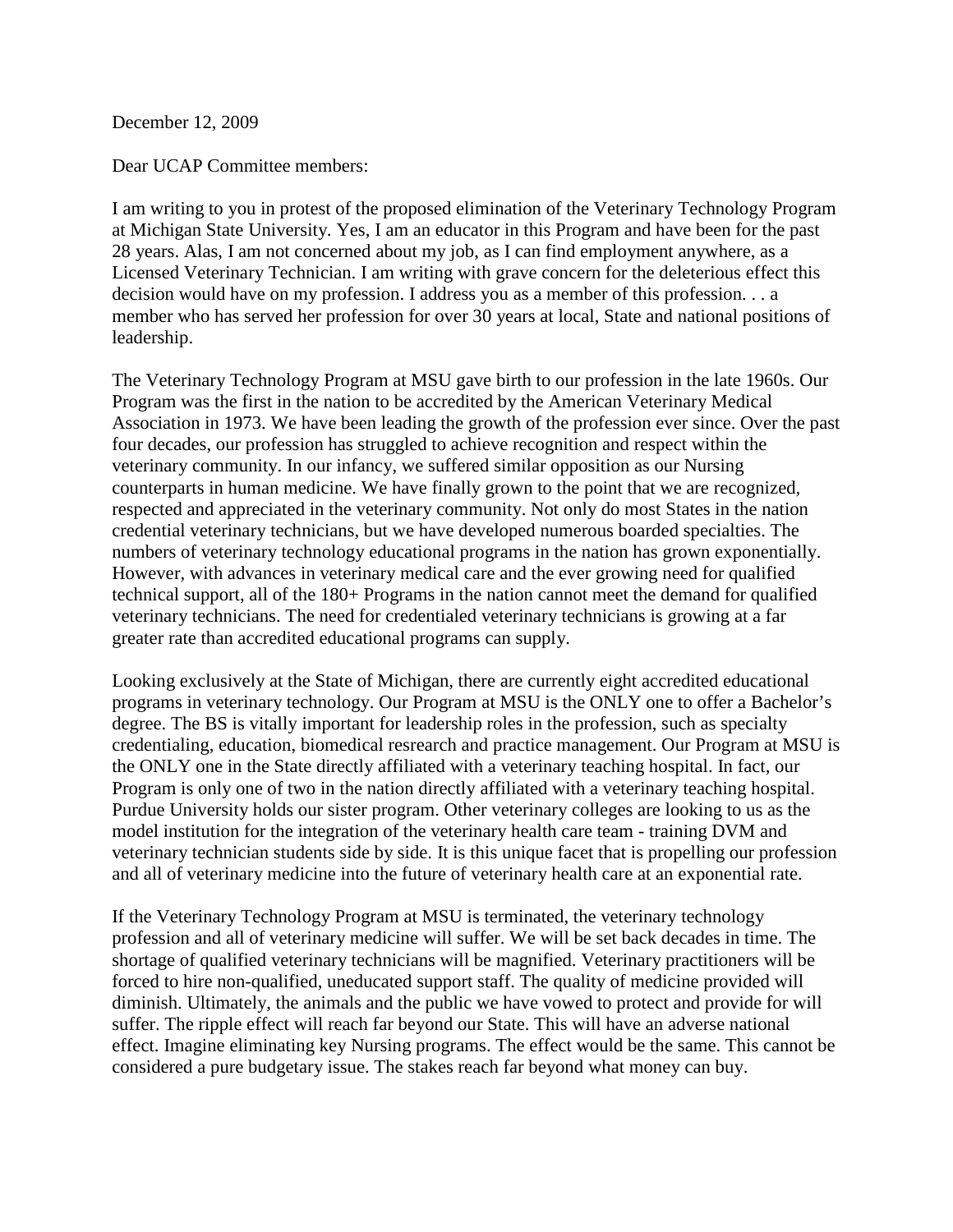December 12, 2009

Dear UCAP Committee members:

I am writing to you in protest of the proposed elimination of the Veterinary Technology Program at Michigan State University. Yes, I am an educator in this Program and have been for the past 28 years. Alas, I am not concerned about my job, as I can find employment anywhere, as a Licensed Veterinary Technician. I am writing with grave concern for the deleterious effect this decision would have on my profession. I address you as a member of this profession. . . a member who has served her profession for over 30 years at local, State and national positions of leadership.

The Veterinary Technology Program at MSU gave birth to our profession in the late 1960s. Our Program was the first in the nation to be accredited by the American Veterinary Medical Association in 1973. We have been leading the growth of the profession ever since. Over the past four decades, our profession has struggled to achieve recognition and respect within the veterinary community. In our infancy, we suffered similar opposition as our Nursing counterparts in human medicine. We have finally grown to the point that we are recognized, respected and appreciated in the veterinary community. Not only do most States in the nation credential veterinary technicians, but we have developed numerous boarded specialties. The numbers of veterinary technology educational programs in the nation has grown exponentially. However, with advances in veterinary medical care and the ever growing need for qualified technical support, all of the 180+ Programs in the nation cannot meet the demand for qualified veterinary technicians. The need for credentialed veterinary technicians is growing at a far greater rate than accredited educational programs can supply.

Looking exclusively at the State of Michigan, there are currently eight accredited educational programs in veterinary technology. Our Program at MSU is the ONLY one to offer a Bachelor's degree. The BS is vitally important for leadership roles in the profession, such as specialty credentialing, education, biomedical resrearch and practice management. Our Program at MSU is the ONLY one in the State directly affiliated with a veterinary teaching hospital. In fact, our Program is only one of two in the nation directly affiliated with a veterinary teaching hospital. Purdue University holds our sister program. Other veterinary colleges are looking to us as the model institution for the integration of the veterinary health care team - training DVM and veterinary technician students side by side. It is this unique facet that is propelling our profession and all of veterinary medicine into the future of veterinary health care at an exponential rate.

If the Veterinary Technology Program at MSU is terminated, the veterinary technology profession and all of veterinary medicine will suffer. We will be set back decades in time. The shortage of qualified veterinary technicians will be magnified. Veterinary practitioners will be forced to hire non-qualified, uneducated support staff. The quality of medicine provided will diminish. Ultimately, the animals and the public we have vowed to protect and provide for will suffer. The ripple effect will reach far beyond our State. This will have an adverse national effect. Imagine eliminating key Nursing programs. The effect would be the same. This cannot be considered a pure budgetary issue. The stakes reach far beyond what money can buy.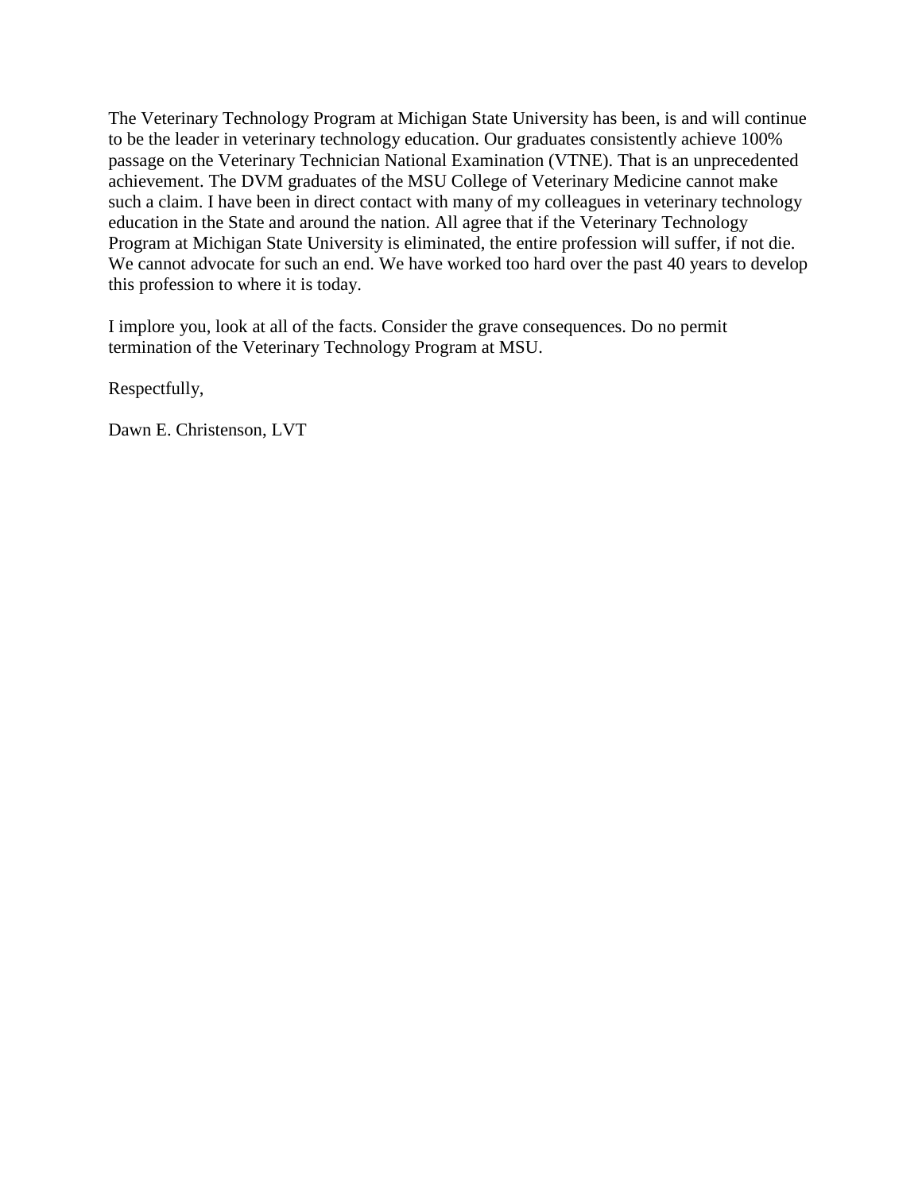The Veterinary Technology Program at Michigan State University has been, is and will continue to be the leader in veterinary technology education. Our graduates consistently achieve 100% passage on the Veterinary Technician National Examination (VTNE). That is an unprecedented achievement. The DVM graduates of the MSU College of Veterinary Medicine cannot make such a claim. I have been in direct contact with many of my colleagues in veterinary technology education in the State and around the nation. All agree that if the Veterinary Technology Program at Michigan State University is eliminated, the entire profession will suffer, if not die. We cannot advocate for such an end. We have worked too hard over the past 40 years to develop this profession to where it is today.

I implore you, look at all of the facts. Consider the grave consequences. Do no permit termination of the Veterinary Technology Program at MSU.

Respectfully,

Dawn E. Christenson, LVT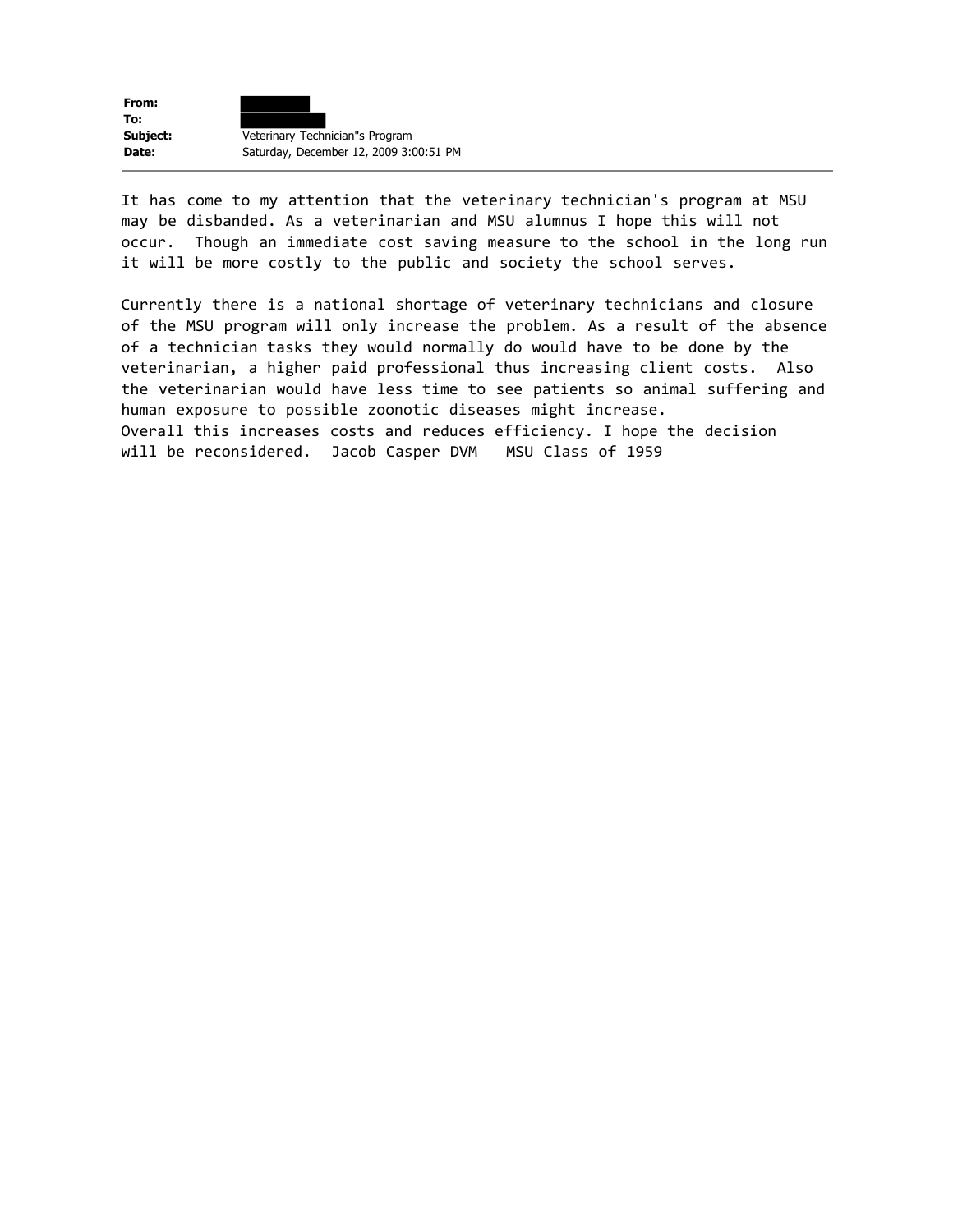**From:** ████████
**To:** ████████
**Subject:** Veterinary Technician"s Program
**Date:** Saturday, December 12, 2009 3:00:51 PM

---

It has come to my attention that the veterinary technician's program at MSU may be disbanded. As a veterinarian and MSU alumnus I hope this will not occur. Though an immediate cost saving measure to the school in the long run it will be more costly to the public and society the school serves.

Currently there is a national shortage of veterinary technicians and closure of the MSU program will only increase the problem. As a result of the absence of a technician tasks they would normally do would have to be done by the veterinarian, a higher paid professional thus increasing client costs. Also the veterinarian would have less time to see patients so animal suffering and human exposure to possible zoonotic diseases might increase.
Overall this increases costs and reduces efficiency. I hope the decision will be reconsidered. Jacob Casper DVM MSU Class of 1959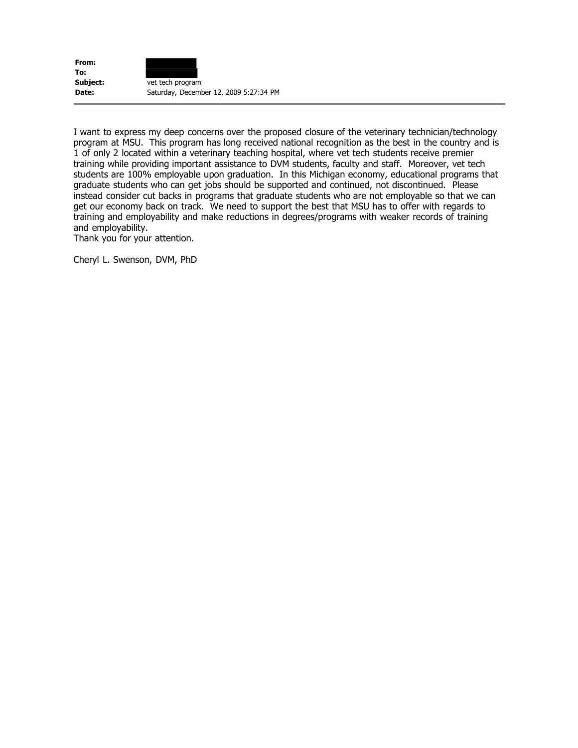| | |
|---|---|
| **From:** | |
| **To:** | |
| **Subject:** | vet tech program |
| **Date:** | Saturday, December 12, 2009 5:27:34 PM |

I want to express my deep concerns over the proposed closure of the veterinary technician/technology program at MSU. This program has long received national recognition as the best in the country and is 1 of only 2 located within a veterinary teaching hospital, where vet tech students receive premier training while providing important assistance to DVM students, faculty and staff. Moreover, vet tech students are 100% employable upon graduation. In this Michigan economy, educational programs that graduate students who can get jobs should be supported and continued, not discontinued. Please instead consider cut backs in programs that graduate students who are not employable so that we can get our economy back on track. We need to support the best that MSU has to offer with regards to training and employability and make reductions in degrees/programs with weaker records of training and employability.
Thank you for your attention.

Cheryl L. Swenson, DVM, PhD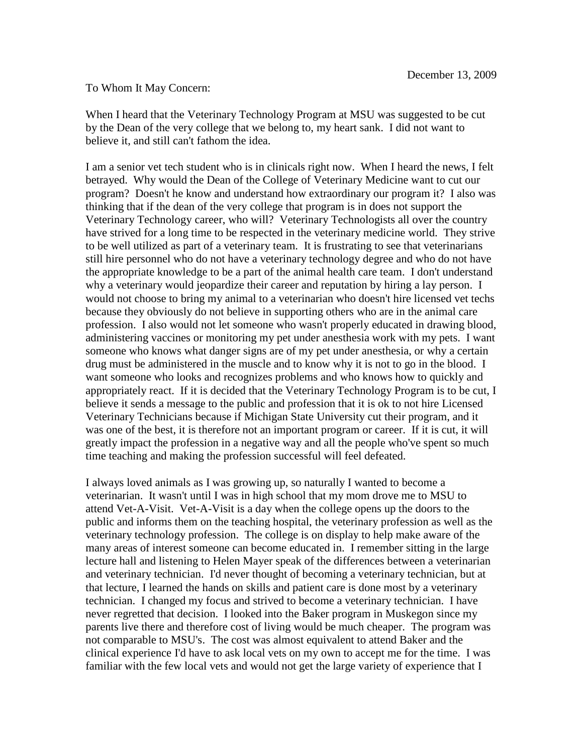December 13, 2009

To Whom It May Concern:

When I heard that the Veterinary Technology Program at MSU was suggested to be cut by the Dean of the very college that we belong to, my heart sank. I did not want to believe it, and still can't fathom the idea.

I am a senior vet tech student who is in clinicals right now. When I heard the news, I felt betrayed. Why would the Dean of the College of Veterinary Medicine want to cut our program? Doesn't he know and understand how extraordinary our program it? I also was thinking that if the dean of the very college that program is in does not support the Veterinary Technology career, who will? Veterinary Technologists all over the country have strived for a long time to be respected in the veterinary medicine world. They strive to be well utilized as part of a veterinary team. It is frustrating to see that veterinarians still hire personnel who do not have a veterinary technology degree and who do not have the appropriate knowledge to be a part of the animal health care team. I don't understand why a veterinary would jeopardize their career and reputation by hiring a lay person. I would not choose to bring my animal to a veterinarian who doesn't hire licensed vet techs because they obviously do not believe in supporting others who are in the animal care profession. I also would not let someone who wasn't properly educated in drawing blood, administering vaccines or monitoring my pet under anesthesia work with my pets. I want someone who knows what danger signs are of my pet under anesthesia, or why a certain drug must be administered in the muscle and to know why it is not to go in the blood. I want someone who looks and recognizes problems and who knows how to quickly and appropriately react. If it is decided that the Veterinary Technology Program is to be cut, I believe it sends a message to the public and profession that it is ok to not hire Licensed Veterinary Technicians because if Michigan State University cut their program, and it was one of the best, it is therefore not an important program or career. If it is cut, it will greatly impact the profession in a negative way and all the people who've spent so much time teaching and making the profession successful will feel defeated.

I always loved animals as I was growing up, so naturally I wanted to become a veterinarian. It wasn't until I was in high school that my mom drove me to MSU to attend Vet-A-Visit. Vet-A-Visit is a day when the college opens up the doors to the public and informs them on the teaching hospital, the veterinary profession as well as the veterinary technology profession. The college is on display to help make aware of the many areas of interest someone can become educated in. I remember sitting in the large lecture hall and listening to Helen Mayer speak of the differences between a veterinarian and veterinary technician. I'd never thought of becoming a veterinary technician, but at that lecture, I learned the hands on skills and patient care is done most by a veterinary technician. I changed my focus and strived to become a veterinary technician. I have never regretted that decision. I looked into the Baker program in Muskegon since my parents live there and therefore cost of living would be much cheaper. The program was not comparable to MSU's. The cost was almost equivalent to attend Baker and the clinical experience I'd have to ask local vets on my own to accept me for the time. I was familiar with the few local vets and would not get the large variety of experience that I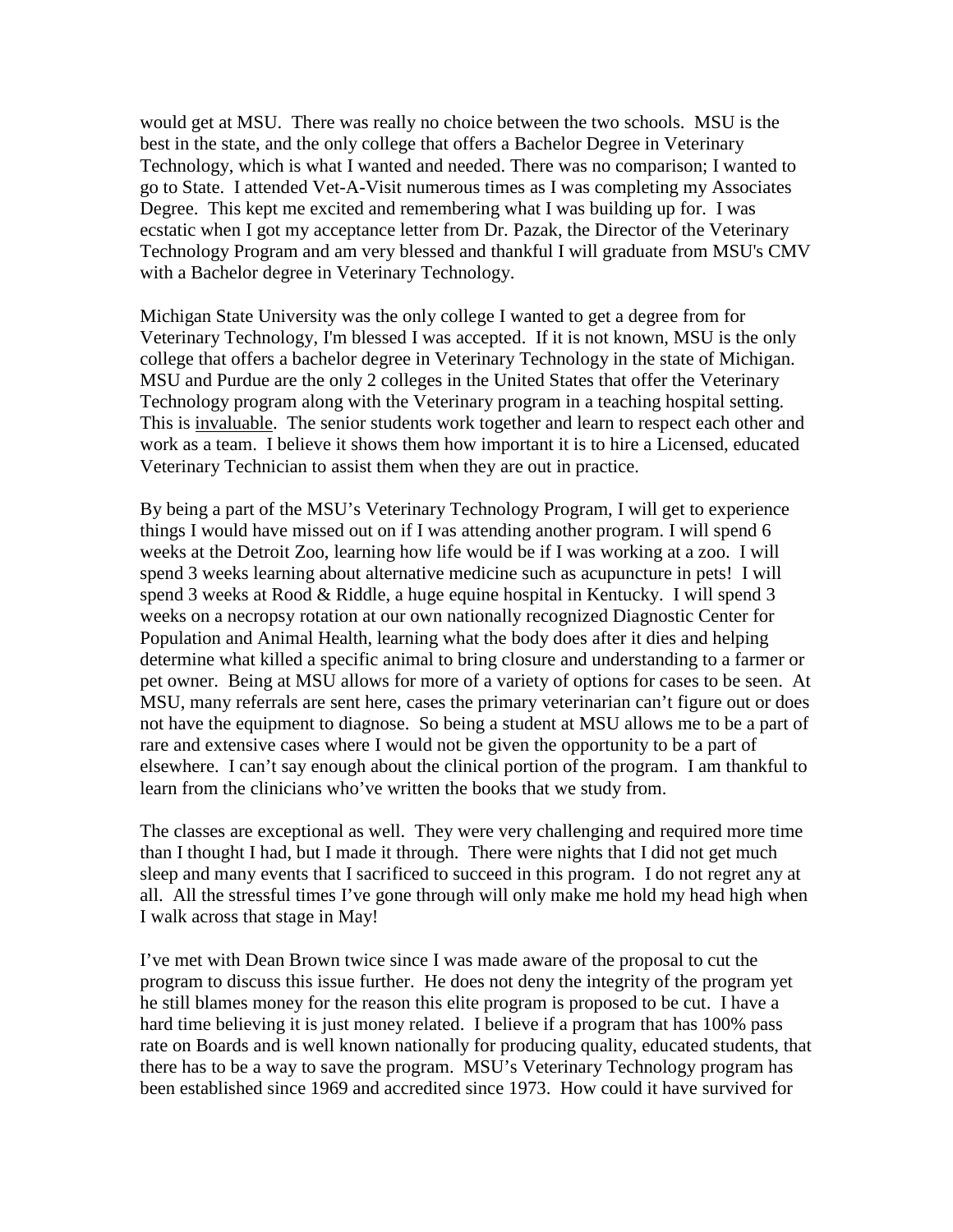would get at MSU. There was really no choice between the two schools. MSU is the best in the state, and the only college that offers a Bachelor Degree in Veterinary Technology, which is what I wanted and needed. There was no comparison; I wanted to go to State. I attended Vet-A-Visit numerous times as I was completing my Associates Degree. This kept me excited and remembering what I was building up for. I was ecstatic when I got my acceptance letter from Dr. Pazak, the Director of the Veterinary Technology Program and am very blessed and thankful I will graduate from MSU's CMV with a Bachelor degree in Veterinary Technology.

Michigan State University was the only college I wanted to get a degree from for Veterinary Technology, I'm blessed I was accepted. If it is not known, MSU is the only college that offers a bachelor degree in Veterinary Technology in the state of Michigan. MSU and Purdue are the only 2 colleges in the United States that offer the Veterinary Technology program along with the Veterinary program in a teaching hospital setting. This is <u>invaluable</u>. The senior students work together and learn to respect each other and work as a team. I believe it shows them how important it is to hire a Licensed, educated Veterinary Technician to assist them when they are out in practice.

By being a part of the MSU's Veterinary Technology Program, I will get to experience things I would have missed out on if I was attending another program. I will spend 6 weeks at the Detroit Zoo, learning how life would be if I was working at a zoo. I will spend 3 weeks learning about alternative medicine such as acupuncture in pets! I will spend 3 weeks at Rood & Riddle, a huge equine hospital in Kentucky. I will spend 3 weeks on a necropsy rotation at our own nationally recognized Diagnostic Center for Population and Animal Health, learning what the body does after it dies and helping determine what killed a specific animal to bring closure and understanding to a farmer or pet owner. Being at MSU allows for more of a variety of options for cases to be seen. At MSU, many referrals are sent here, cases the primary veterinarian can't figure out or does not have the equipment to diagnose. So being a student at MSU allows me to be a part of rare and extensive cases where I would not be given the opportunity to be a part of elsewhere. I can't say enough about the clinical portion of the program. I am thankful to learn from the clinicians who've written the books that we study from.

The classes are exceptional as well. They were very challenging and required more time than I thought I had, but I made it through. There were nights that I did not get much sleep and many events that I sacrificed to succeed in this program. I do not regret any at all. All the stressful times I've gone through will only make me hold my head high when I walk across that stage in May!

I've met with Dean Brown twice since I was made aware of the proposal to cut the program to discuss this issue further. He does not deny the integrity of the program yet he still blames money for the reason this elite program is proposed to be cut. I have a hard time believing it is just money related. I believe if a program that has 100% pass rate on Boards and is well known nationally for producing quality, educated students, that there has to be a way to save the program. MSU's Veterinary Technology program has been established since 1969 and accredited since 1973. How could it have survived for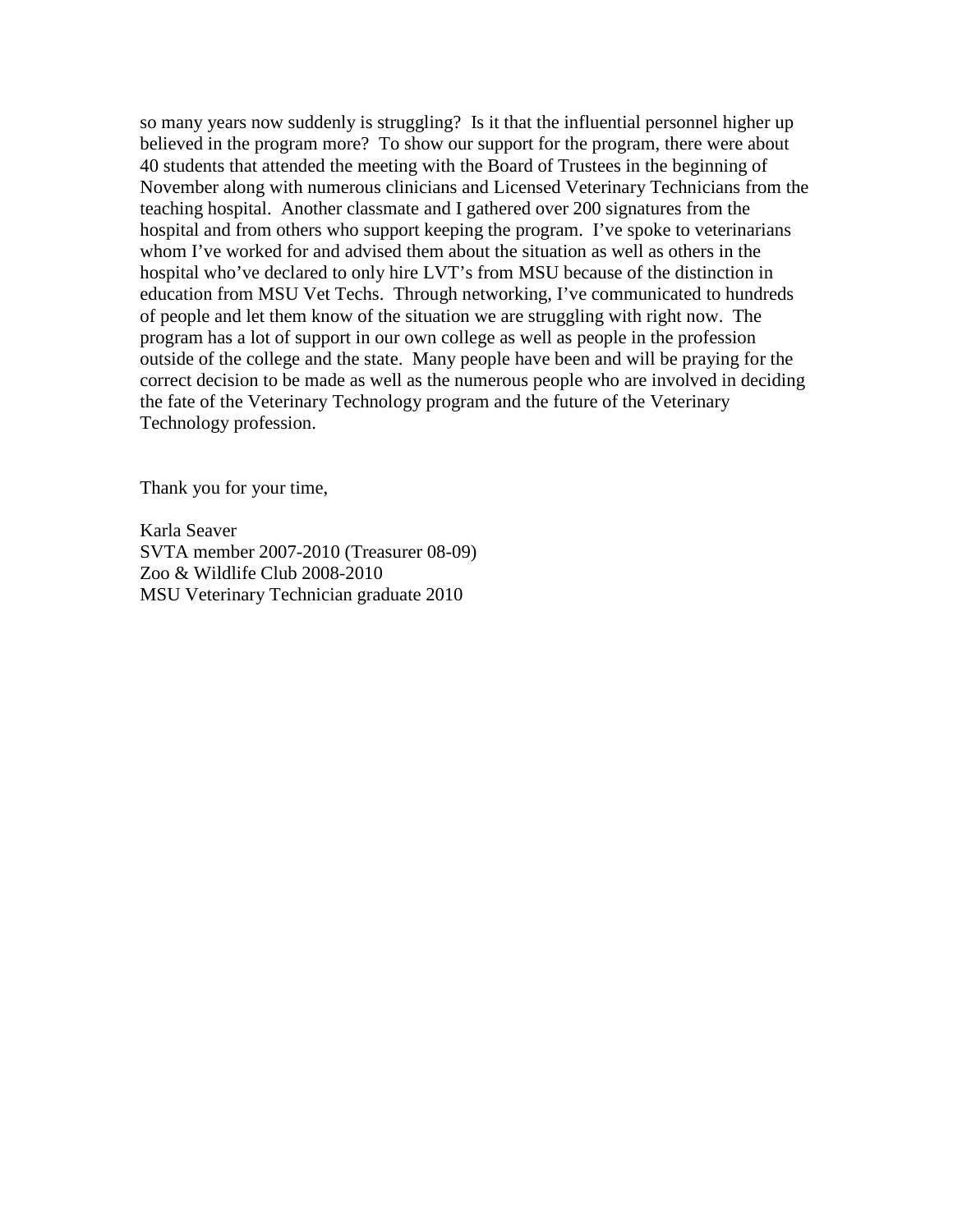so many years now suddenly is struggling? Is it that the influential personnel higher up believed in the program more? To show our support for the program, there were about 40 students that attended the meeting with the Board of Trustees in the beginning of November along with numerous clinicians and Licensed Veterinary Technicians from the teaching hospital. Another classmate and I gathered over 200 signatures from the hospital and from others who support keeping the program. I've spoke to veterinarians whom I've worked for and advised them about the situation as well as others in the hospital who've declared to only hire LVT's from MSU because of the distinction in education from MSU Vet Techs. Through networking, I've communicated to hundreds of people and let them know of the situation we are struggling with right now. The program has a lot of support in our own college as well as people in the profession outside of the college and the state. Many people have been and will be praying for the correct decision to be made as well as the numerous people who are involved in deciding the fate of the Veterinary Technology program and the future of the Veterinary Technology profession.

Thank you for your time,

Karla Seaver
SVTA member 2007-2010 (Treasurer 08-09)
Zoo & Wildlife Club 2008-2010
MSU Veterinary Technician graduate 2010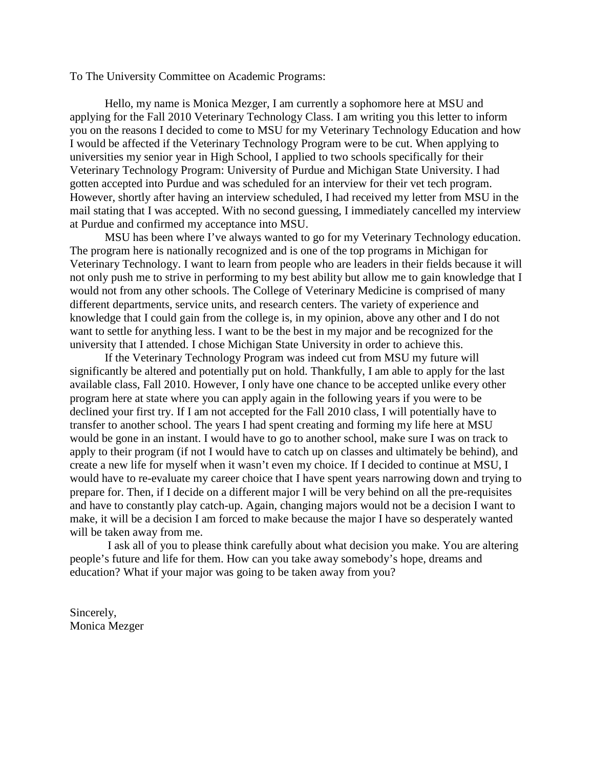To The University Committee on Academic Programs:

Hello, my name is Monica Mezger, I am currently a sophomore here at MSU and applying for the Fall 2010 Veterinary Technology Class. I am writing you this letter to inform you on the reasons I decided to come to MSU for my Veterinary Technology Education and how I would be affected if the Veterinary Technology Program were to be cut. When applying to universities my senior year in High School, I applied to two schools specifically for their Veterinary Technology Program: University of Purdue and Michigan State University. I had gotten accepted into Purdue and was scheduled for an interview for their vet tech program. However, shortly after having an interview scheduled, I had received my letter from MSU in the mail stating that I was accepted. With no second guessing, I immediately cancelled my interview at Purdue and confirmed my acceptance into MSU.

MSU has been where I've always wanted to go for my Veterinary Technology education. The program here is nationally recognized and is one of the top programs in Michigan for Veterinary Technology. I want to learn from people who are leaders in their fields because it will not only push me to strive in performing to my best ability but allow me to gain knowledge that I would not from any other schools. The College of Veterinary Medicine is comprised of many different departments, service units, and research centers. The variety of experience and knowledge that I could gain from the college is, in my opinion, above any other and I do not want to settle for anything less. I want to be the best in my major and be recognized for the university that I attended. I chose Michigan State University in order to achieve this.

If the Veterinary Technology Program was indeed cut from MSU my future will significantly be altered and potentially put on hold. Thankfully, I am able to apply for the last available class, Fall 2010. However, I only have one chance to be accepted unlike every other program here at state where you can apply again in the following years if you were to be declined your first try. If I am not accepted for the Fall 2010 class, I will potentially have to transfer to another school. The years I had spent creating and forming my life here at MSU would be gone in an instant. I would have to go to another school, make sure I was on track to apply to their program (if not I would have to catch up on classes and ultimately be behind), and create a new life for myself when it wasn't even my choice. If I decided to continue at MSU, I would have to re-evaluate my career choice that I have spent years narrowing down and trying to prepare for. Then, if I decide on a different major I will be very behind on all the pre-requisites and have to constantly play catch-up. Again, changing majors would not be a decision I want to make, it will be a decision I am forced to make because the major I have so desperately wanted will be taken away from me.

I ask all of you to please think carefully about what decision you make. You are altering people's future and life for them. How can you take away somebody's hope, dreams and education? What if your major was going to be taken away from you?

Sincerely,
Monica Mezger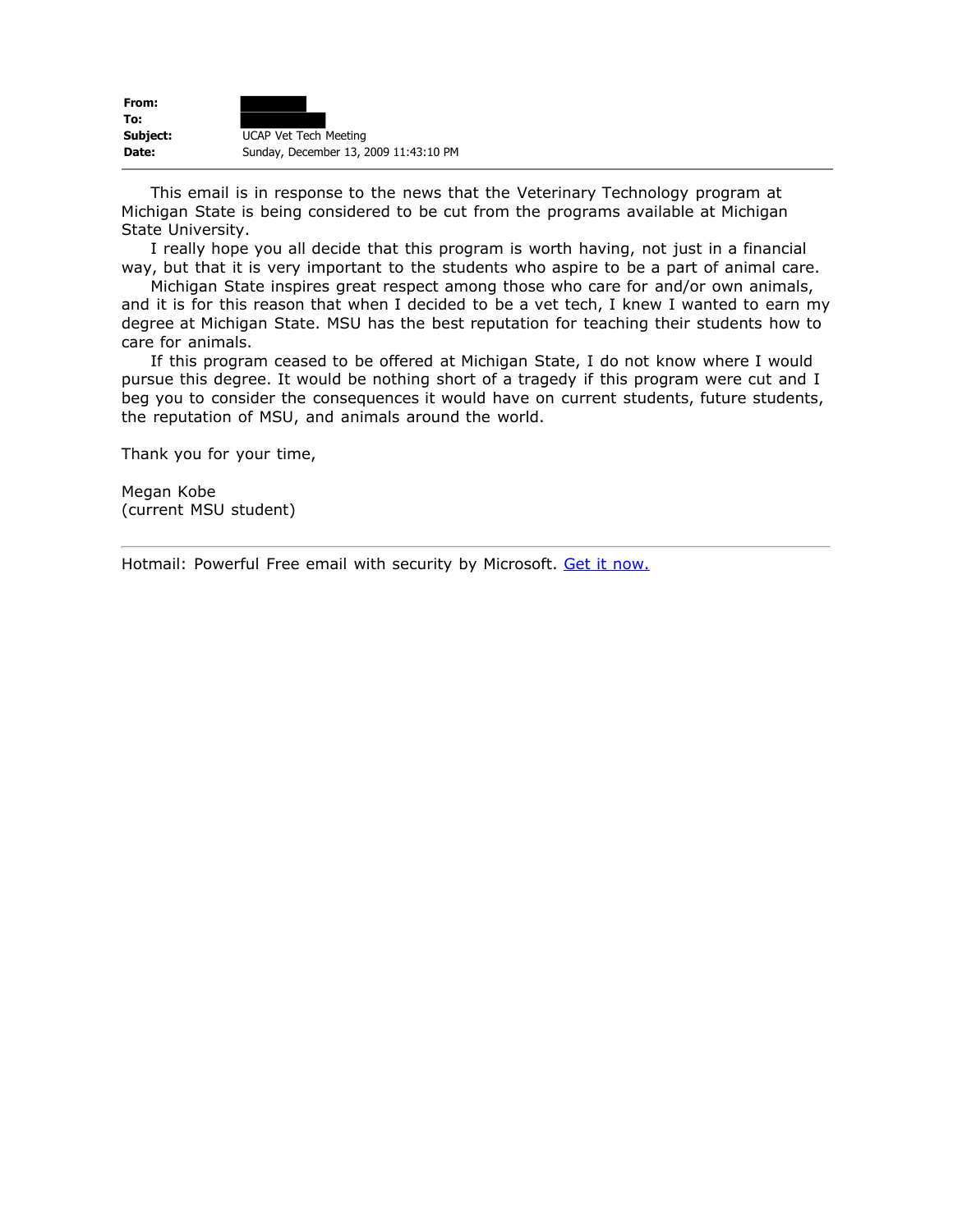**From:** 
**To:** 
**Subject:** UCAP Vet Tech Meeting
**Date:** Sunday, December 13, 2009 11:43:10 PM

---

This email is in response to the news that the Veterinary Technology program at Michigan State is being considered to be cut from the programs available at Michigan State University.

I really hope you all decide that this program is worth having, not just in a financial way, but that it is very important to the students who aspire to be a part of animal care.

Michigan State inspires great respect among those who care for and/or own animals, and it is for this reason that when I decided to be a vet tech, I knew I wanted to earn my degree at Michigan State. MSU has the best reputation for teaching their students how to care for animals.

If this program ceased to be offered at Michigan State, I do not know where I would pursue this degree. It would be nothing short of a tragedy if this program were cut and I beg you to consider the consequences it would have on current students, future students, the reputation of MSU, and animals around the world.

Thank you for your time,

Megan Kobe
(current MSU student)

---

Hotmail: Powerful Free email with security by Microsoft. Get it now.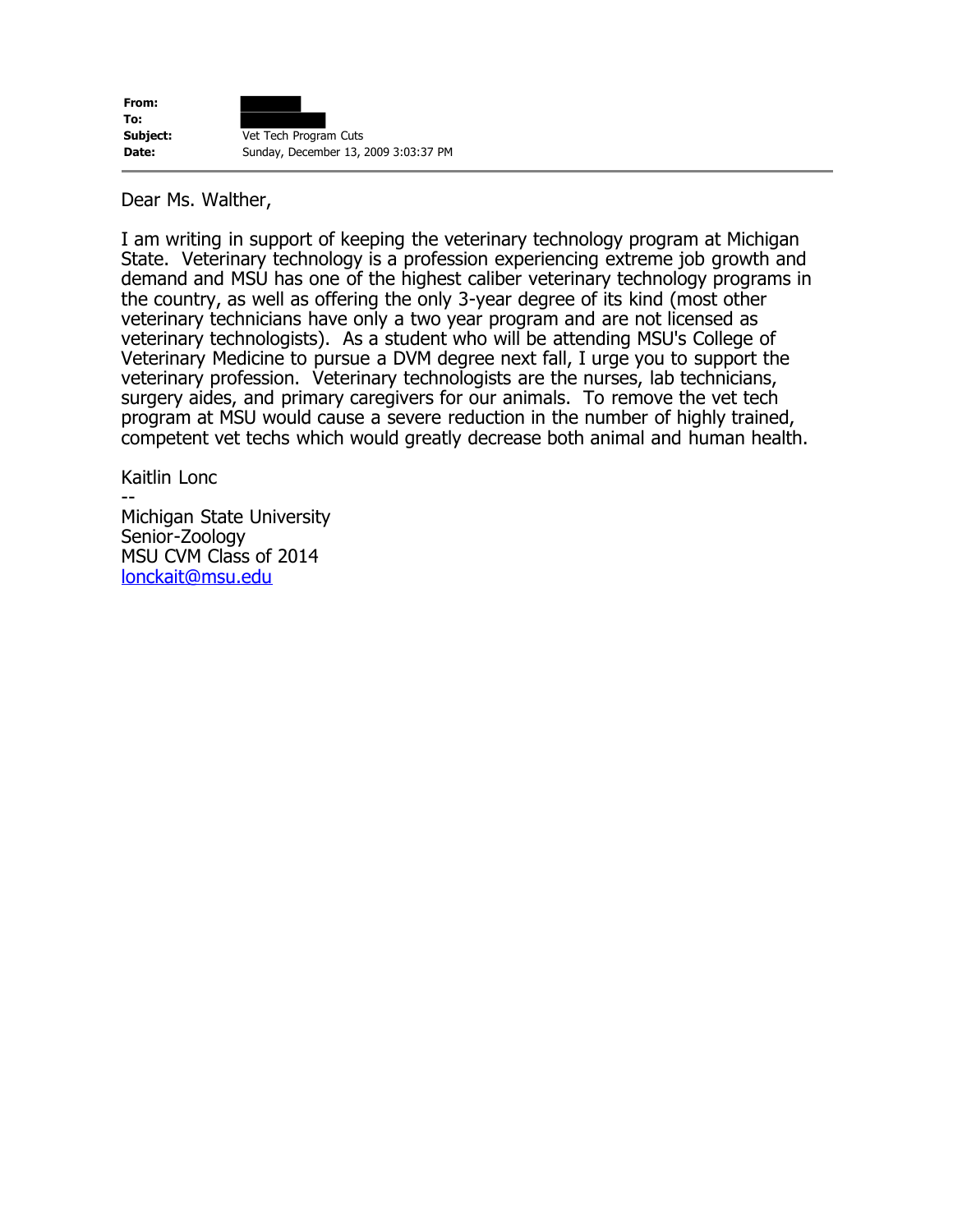| | |
|---|---|
| **From:** | |
| **To:** | |
| **Subject:** | Vet Tech Program Cuts |
| **Date:** | Sunday, December 13, 2009 3:03:37 PM |

---

Dear Ms. Walther,

I am writing in support of keeping the veterinary technology program at Michigan State. Veterinary technology is a profession experiencing extreme job growth and demand and MSU has one of the highest caliber veterinary technology programs in the country, as well as offering the only 3-year degree of its kind (most other veterinary technicians have only a two year program and are not licensed as veterinary technologists). As a student who will be attending MSU's College of Veterinary Medicine to pursue a DVM degree next fall, I urge you to support the veterinary profession. Veterinary technologists are the nurses, lab technicians, surgery aides, and primary caregivers for our animals. To remove the vet tech program at MSU would cause a severe reduction in the number of highly trained, competent vet techs which would greatly decrease both animal and human health.

Kaitlin Lonc
--
Michigan State University
Senior-Zoology
MSU CVM Class of 2014
lonckait@msu.edu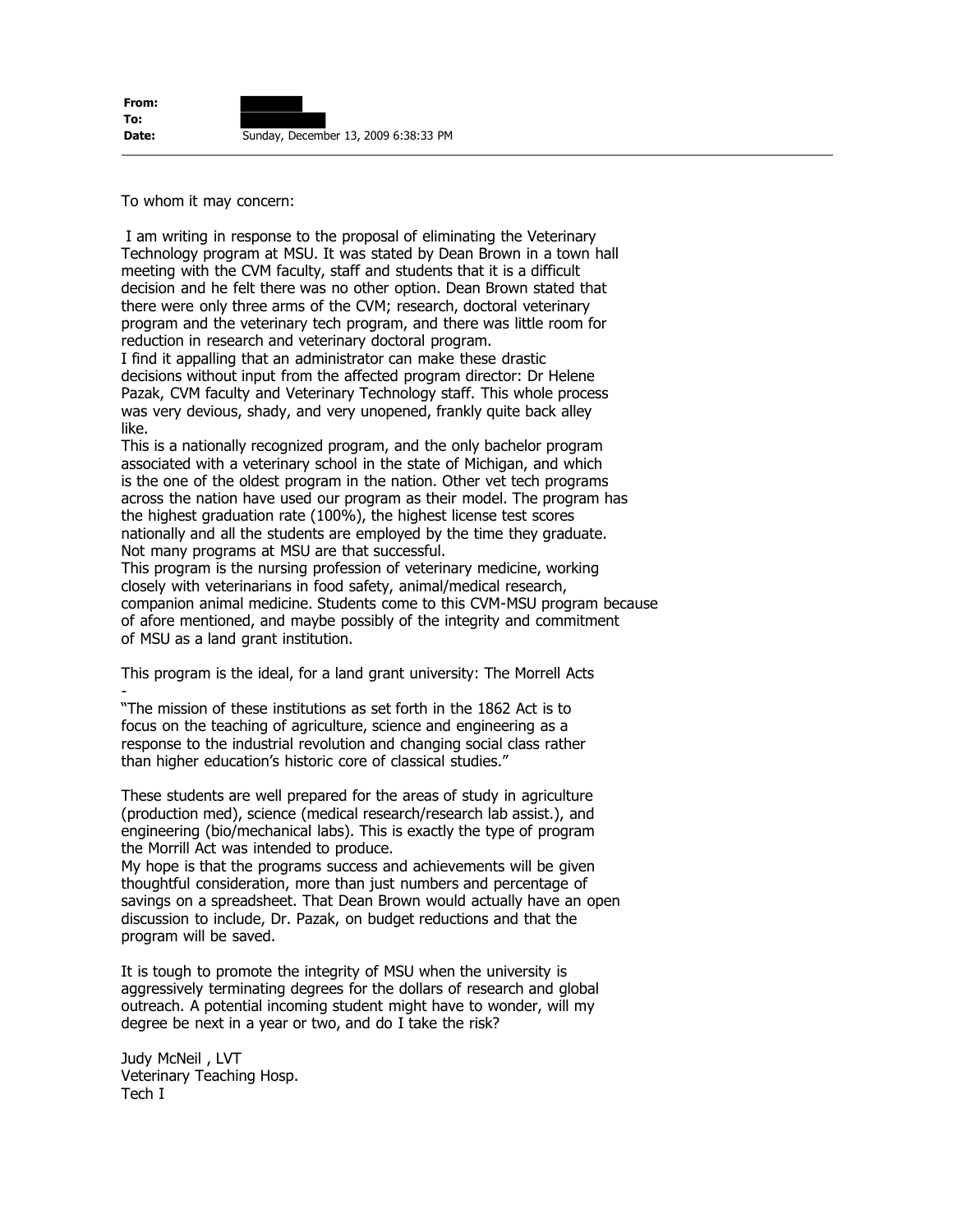**From:** ████████
**To:** ████████
**Date:** Sunday, December 13, 2009 6:38:33 PM

---

To whom it may concern:

I am writing in response to the proposal of eliminating the Veterinary Technology program at MSU. It was stated by Dean Brown in a town hall meeting with the CVM faculty, staff and students that it is a difficult decision and he felt there was no other option. Dean Brown stated that there were only three arms of the CVM; research, doctoral veterinary program and the veterinary tech program, and there was little room for reduction in research and veterinary doctoral program.
I find it appalling that an administrator can make these drastic decisions without input from the affected program director: Dr Helene Pazak, CVM faculty and Veterinary Technology staff. This whole process was very devious, shady, and very unopened, frankly quite back alley like.
This is a nationally recognized program, and the only bachelor program associated with a veterinary school in the state of Michigan, and which is the one of the oldest program in the nation. Other vet tech programs across the nation have used our program as their model. The program has the highest graduation rate (100%), the highest license test scores nationally and all the students are employed by the time they graduate. Not many programs at MSU are that successful.
This program is the nursing profession of veterinary medicine, working closely with veterinarians in food safety, animal/medical research, companion animal medicine. Students come to this CVM-MSU program because of afore mentioned, and maybe possibly of the integrity and commitment of MSU as a land grant institution.

This program is the ideal, for a land grant university: The Morrell Acts -
"The mission of these institutions as set forth in the 1862 Act is to focus on the teaching of agriculture, science and engineering as a response to the industrial revolution and changing social class rather than higher education's historic core of classical studies."

These students are well prepared for the areas of study in agriculture (production med), science (medical research/research lab assist.), and engineering (bio/mechanical labs). This is exactly the type of program the Morrill Act was intended to produce.
My hope is that the programs success and achievements will be given thoughtful consideration, more than just numbers and percentage of savings on a spreadsheet. That Dean Brown would actually have an open discussion to include, Dr. Pazak, on budget reductions and that the program will be saved.

It is tough to promote the integrity of MSU when the university is aggressively terminating degrees for the dollars of research and global outreach. A potential incoming student might have to wonder, will my degree be next in a year or two, and do I take the risk?

Judy McNeil , LVT
Veterinary Teaching Hosp.
Tech I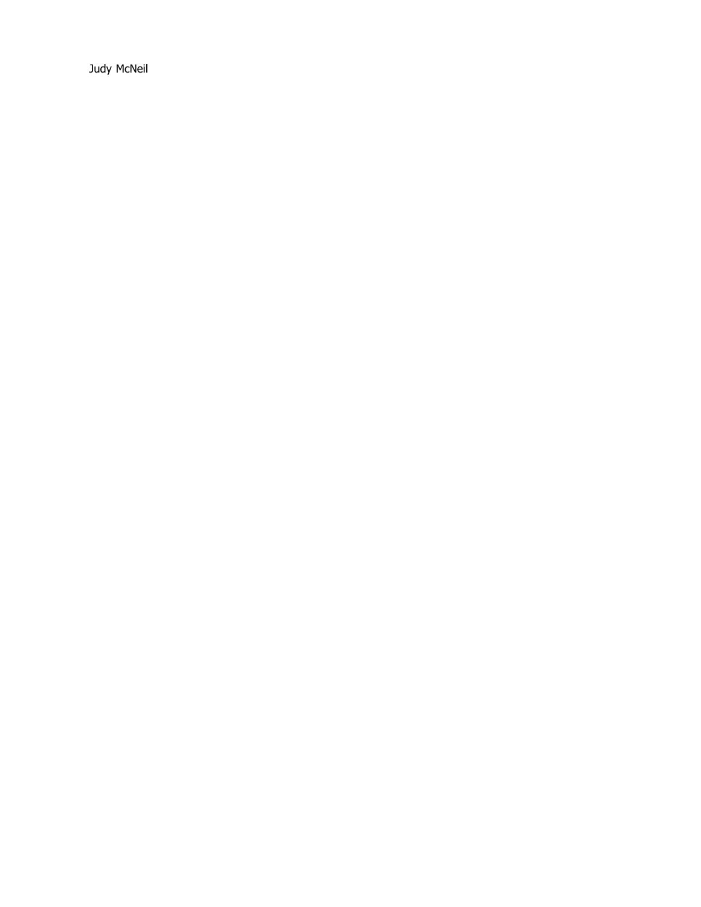Judy McNeil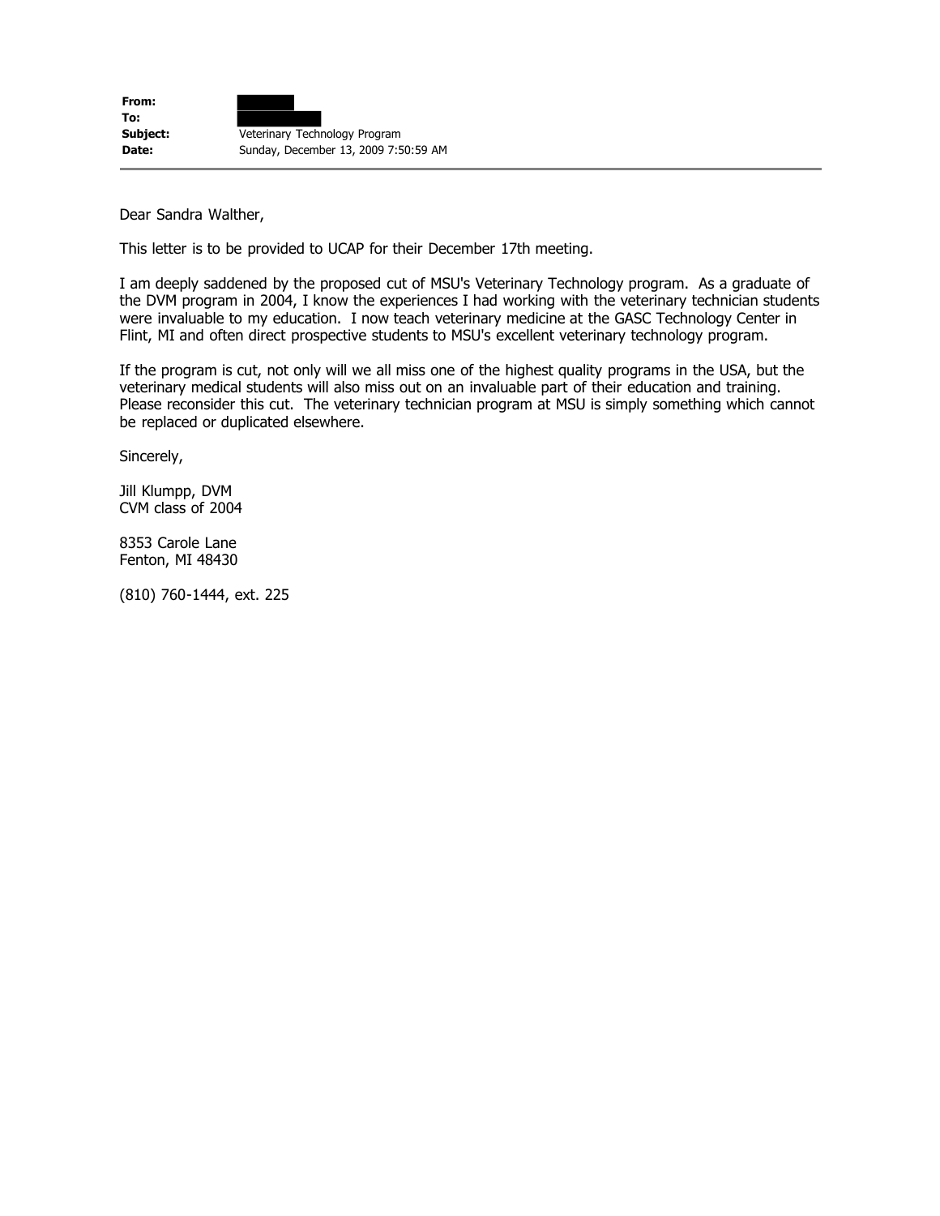**From:** 
**To:** 
**Subject:** Veterinary Technology Program
**Date:** Sunday, December 13, 2009 7:50:59 AM

---

Dear Sandra Walther,

This letter is to be provided to UCAP for their December 17th meeting.

I am deeply saddened by the proposed cut of MSU's Veterinary Technology program. As a graduate of the DVM program in 2004, I know the experiences I had working with the veterinary technician students were invaluable to my education. I now teach veterinary medicine at the GASC Technology Center in Flint, MI and often direct prospective students to MSU's excellent veterinary technology program.

If the program is cut, not only will we all miss one of the highest quality programs in the USA, but the veterinary medical students will also miss out on an invaluable part of their education and training. Please reconsider this cut. The veterinary technician program at MSU is simply something which cannot be replaced or duplicated elsewhere.

Sincerely,

Jill Klumpp, DVM
CVM class of 2004

8353 Carole Lane
Fenton, MI 48430

(810) 760-1444, ext. 225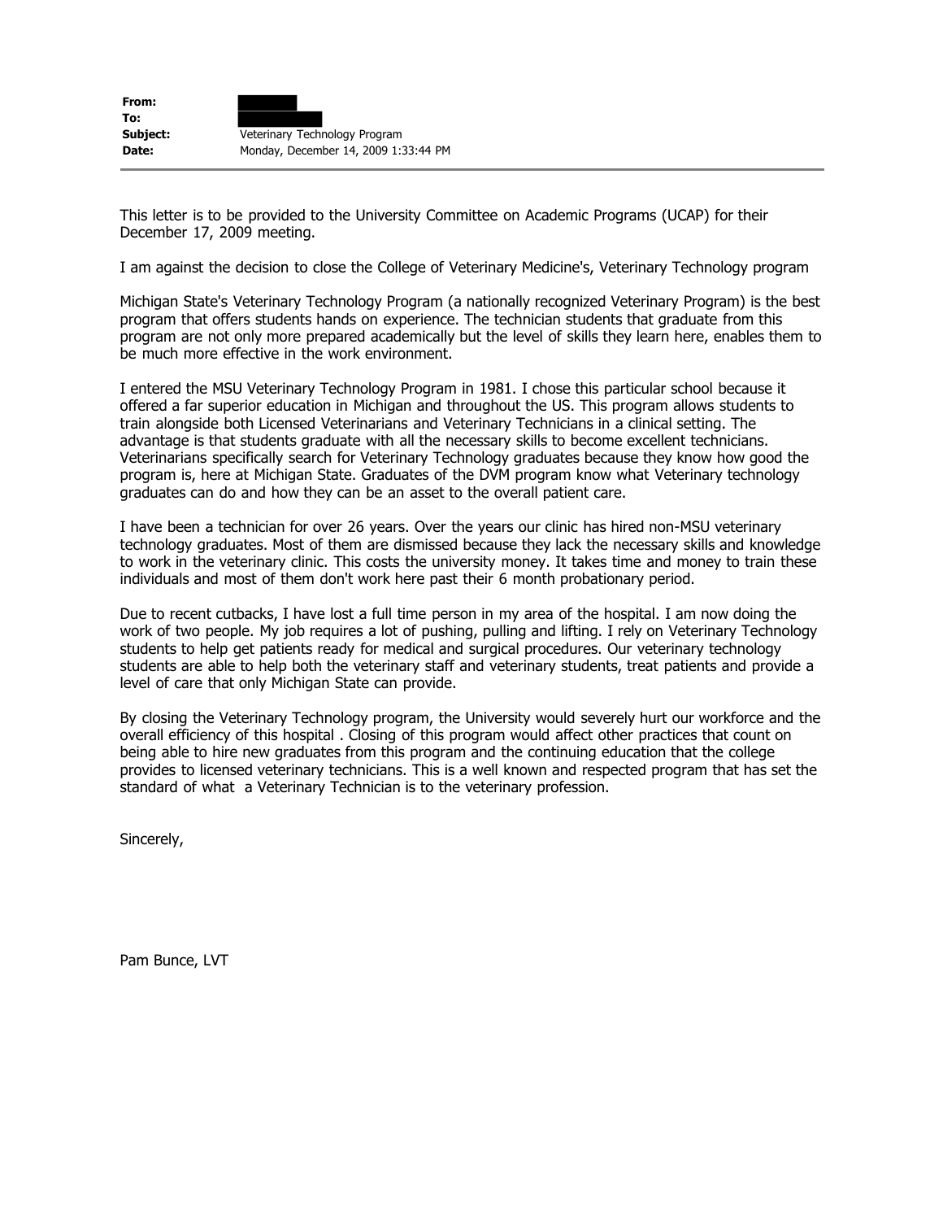| | |
|---|---|
| **From:** | |
| **To:** | |
| **Subject:** | Veterinary Technology Program |
| **Date:** | Monday, December 14, 2009 1:33:44 PM |

This letter is to be provided to the University Committee on Academic Programs (UCAP) for their December 17, 2009 meeting.

I am against the decision to close the College of Veterinary Medicine's, Veterinary Technology program

Michigan State's Veterinary Technology Program (a nationally recognized Veterinary Program) is the best program that offers students hands on experience. The technician students that graduate from this program are not only more prepared academically but the level of skills they learn here, enables them to be much more effective in the work environment.

I entered the MSU Veterinary Technology Program in 1981. I chose this particular school because it offered a far superior education in Michigan and throughout the US. This program allows students to train alongside both Licensed Veterinarians and Veterinary Technicians in a clinical setting. The advantage is that students graduate with all the necessary skills to become excellent technicians. Veterinarians specifically search for Veterinary Technology graduates because they know how good the program is, here at Michigan State. Graduates of the DVM program know what Veterinary technology graduates can do and how they can be an asset to the overall patient care.

I have been a technician for over 26 years. Over the years our clinic has hired non-MSU veterinary technology graduates. Most of them are dismissed because they lack the necessary skills and knowledge to work in the veterinary clinic. This costs the university money. It takes time and money to train these individuals and most of them don't work here past their 6 month probationary period.

Due to recent cutbacks, I have lost a full time person in my area of the hospital. I am now doing the work of two people. My job requires a lot of pushing, pulling and lifting. I rely on Veterinary Technology students to help get patients ready for medical and surgical procedures. Our veterinary technology students are able to help both the veterinary staff and veterinary students, treat patients and provide a level of care that only Michigan State can provide.

By closing the Veterinary Technology program, the University would severely hurt our workforce and the overall efficiency of this hospital . Closing of this program would affect other practices that count on being able to hire new graduates from this program and the continuing education that the college provides to licensed veterinary technicians. This is a well known and respected program that has set the standard of what a Veterinary Technician is to the veterinary profession.

Sincerely,

Pam Bunce, LVT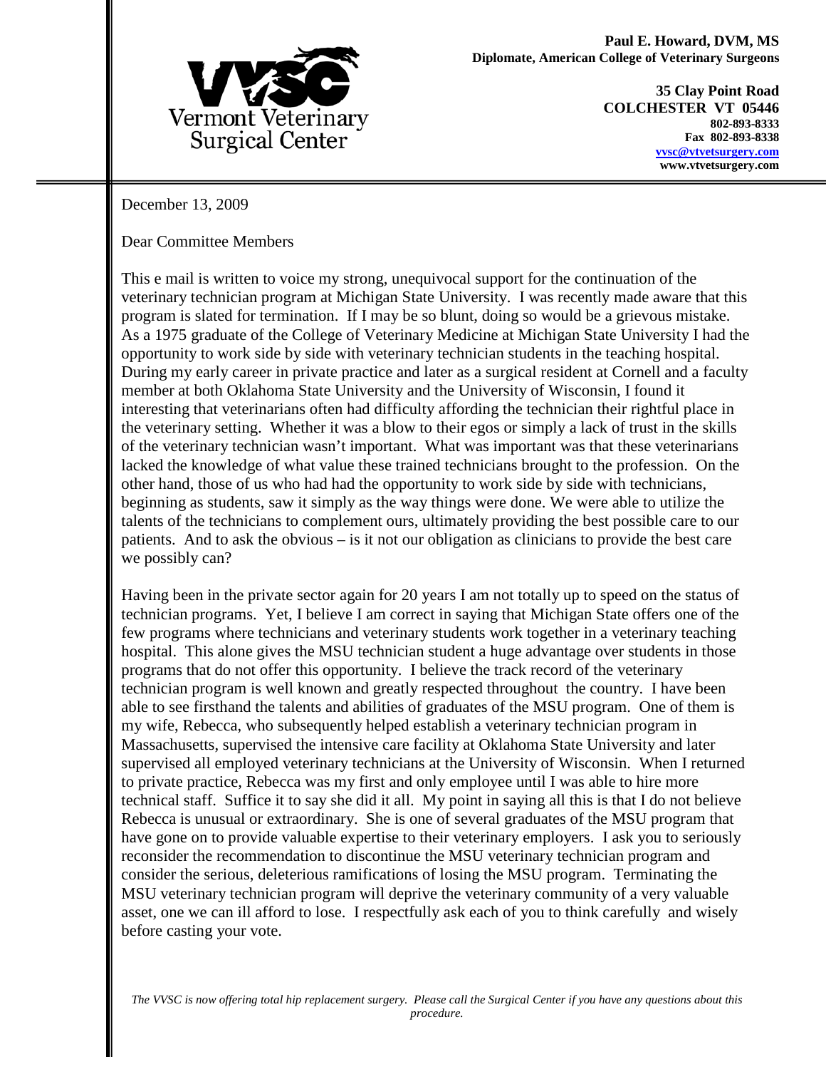Vermont Veterinary Surgical Center

**Paul E. Howard, DVM, MS**
**Diplomate, American College of Veterinary Surgeons**

**35 Clay Point Road**
**COLCHESTER VT 05446**
**802-893-8333**
**Fax 802-893-8338**
**vvsc@vtvetsurgery.com**
**www.vtvetsurgery.com**

December 13, 2009

Dear Committee Members

This e mail is written to voice my strong, unequivocal support for the continuation of the veterinary technician program at Michigan State University. I was recently made aware that this program is slated for termination. If I may be so blunt, doing so would be a grievous mistake. As a 1975 graduate of the College of Veterinary Medicine at Michigan State University I had the opportunity to work side by side with veterinary technician students in the teaching hospital. During my early career in private practice and later as a surgical resident at Cornell and a faculty member at both Oklahoma State University and the University of Wisconsin, I found it interesting that veterinarians often had difficulty affording the technician their rightful place in the veterinary setting. Whether it was a blow to their egos or simply a lack of trust in the skills of the veterinary technician wasn't important. What was important was that these veterinarians lacked the knowledge of what value these trained technicians brought to the profession. On the other hand, those of us who had had the opportunity to work side by side with technicians, beginning as students, saw it simply as the way things were done. We were able to utilize the talents of the technicians to complement ours, ultimately providing the best possible care to our patients. And to ask the obvious – is it not our obligation as clinicians to provide the best care we possibly can?

Having been in the private sector again for 20 years I am not totally up to speed on the status of technician programs. Yet, I believe I am correct in saying that Michigan State offers one of the few programs where technicians and veterinary students work together in a veterinary teaching hospital. This alone gives the MSU technician student a huge advantage over students in those programs that do not offer this opportunity. I believe the track record of the veterinary technician program is well known and greatly respected throughout the country. I have been able to see firsthand the talents and abilities of graduates of the MSU program. One of them is my wife, Rebecca, who subsequently helped establish a veterinary technician program in Massachusetts, supervised the intensive care facility at Oklahoma State University and later supervised all employed veterinary technicians at the University of Wisconsin. When I returned to private practice, Rebecca was my first and only employee until I was able to hire more technical staff. Suffice it to say she did it all. My point in saying all this is that I do not believe Rebecca is unusual or extraordinary. She is one of several graduates of the MSU program that have gone on to provide valuable expertise to their veterinary employers. I ask you to seriously reconsider the recommendation to discontinue the MSU veterinary technician program and consider the serious, deleterious ramifications of losing the MSU program. Terminating the MSU veterinary technician program will deprive the veterinary community of a very valuable asset, one we can ill afford to lose. I respectfully ask each of you to think carefully and wisely before casting your vote.

*The VVSC is now offering total hip replacement surgery. Please call the Surgical Center if you have any questions about this procedure.*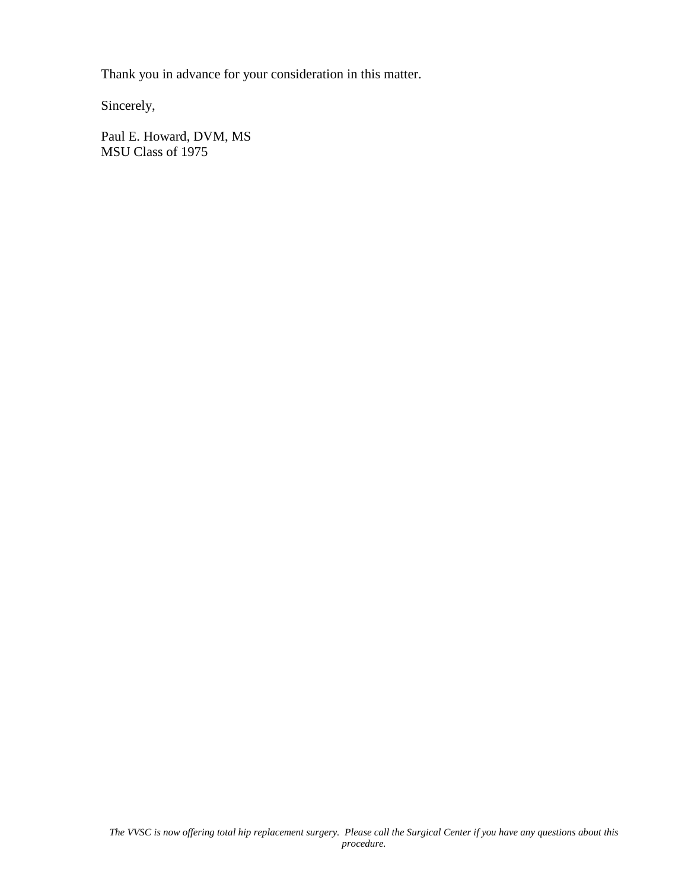Thank you in advance for your consideration in this matter.

Sincerely,

Paul E. Howard, DVM, MS
MSU Class of 1975

*The VVSC is now offering total hip replacement surgery. Please call the Surgical Center if you have any questions about this procedure.*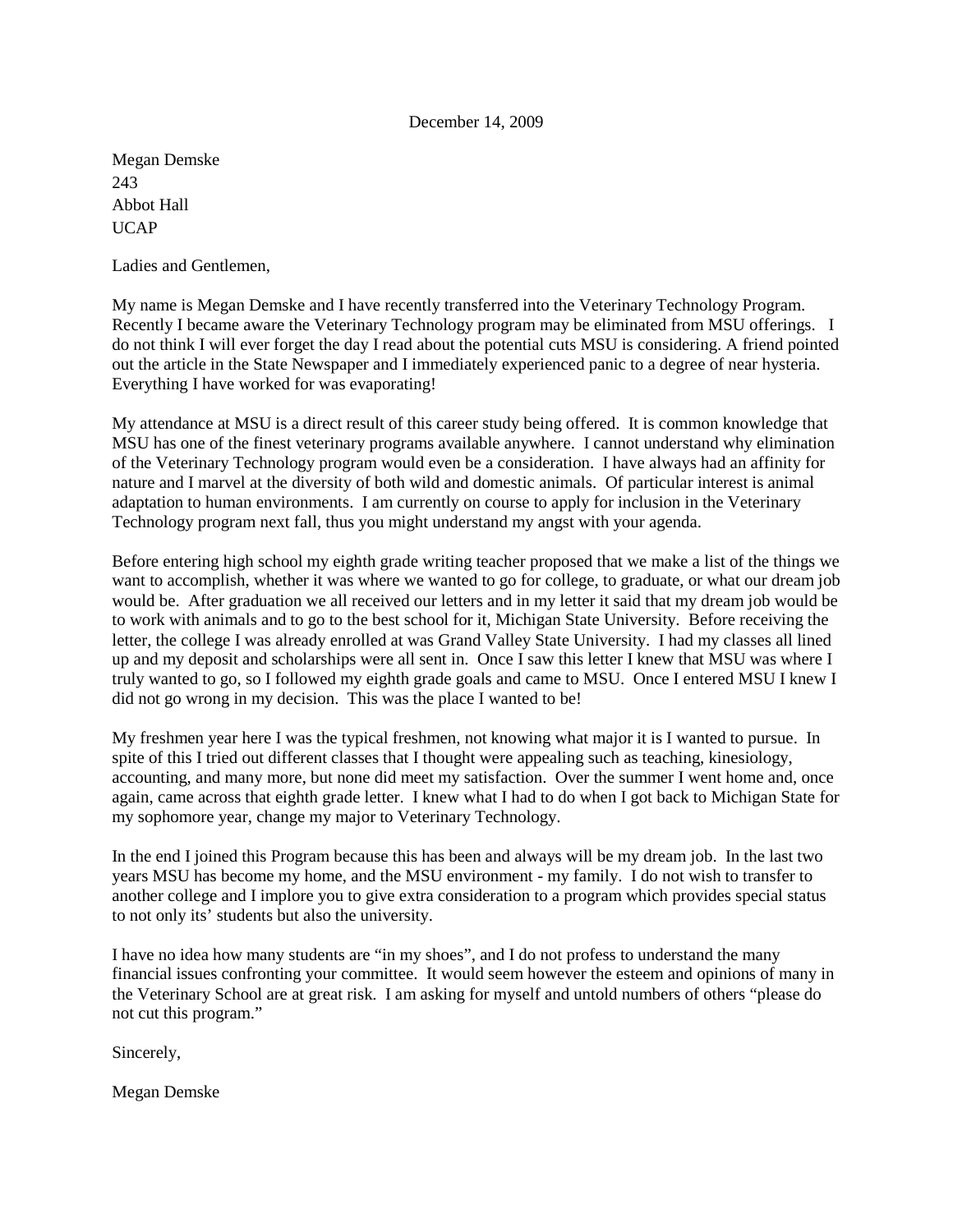December 14, 2009

Megan Demske
243
Abbot Hall
UCAP

Ladies and Gentlemen,

My name is Megan Demske and I have recently transferred into the Veterinary Technology Program. Recently I became aware the Veterinary Technology program may be eliminated from MSU offerings. I do not think I will ever forget the day I read about the potential cuts MSU is considering. A friend pointed out the article in the State Newspaper and I immediately experienced panic to a degree of near hysteria. Everything I have worked for was evaporating!

My attendance at MSU is a direct result of this career study being offered. It is common knowledge that MSU has one of the finest veterinary programs available anywhere. I cannot understand why elimination of the Veterinary Technology program would even be a consideration. I have always had an affinity for nature and I marvel at the diversity of both wild and domestic animals. Of particular interest is animal adaptation to human environments. I am currently on course to apply for inclusion in the Veterinary Technology program next fall, thus you might understand my angst with your agenda.

Before entering high school my eighth grade writing teacher proposed that we make a list of the things we want to accomplish, whether it was where we wanted to go for college, to graduate, or what our dream job would be. After graduation we all received our letters and in my letter it said that my dream job would be to work with animals and to go to the best school for it, Michigan State University. Before receiving the letter, the college I was already enrolled at was Grand Valley State University. I had my classes all lined up and my deposit and scholarships were all sent in. Once I saw this letter I knew that MSU was where I truly wanted to go, so I followed my eighth grade goals and came to MSU. Once I entered MSU I knew I did not go wrong in my decision. This was the place I wanted to be!

My freshmen year here I was the typical freshmen, not knowing what major it is I wanted to pursue. In spite of this I tried out different classes that I thought were appealing such as teaching, kinesiology, accounting, and many more, but none did meet my satisfaction. Over the summer I went home and, once again, came across that eighth grade letter. I knew what I had to do when I got back to Michigan State for my sophomore year, change my major to Veterinary Technology.

In the end I joined this Program because this has been and always will be my dream job. In the last two years MSU has become my home, and the MSU environment - my family. I do not wish to transfer to another college and I implore you to give extra consideration to a program which provides special status to not only its' students but also the university.

I have no idea how many students are "in my shoes", and I do not profess to understand the many financial issues confronting your committee. It would seem however the esteem and opinions of many in the Veterinary School are at great risk. I am asking for myself and untold numbers of others "please do not cut this program."

Sincerely,

Megan Demske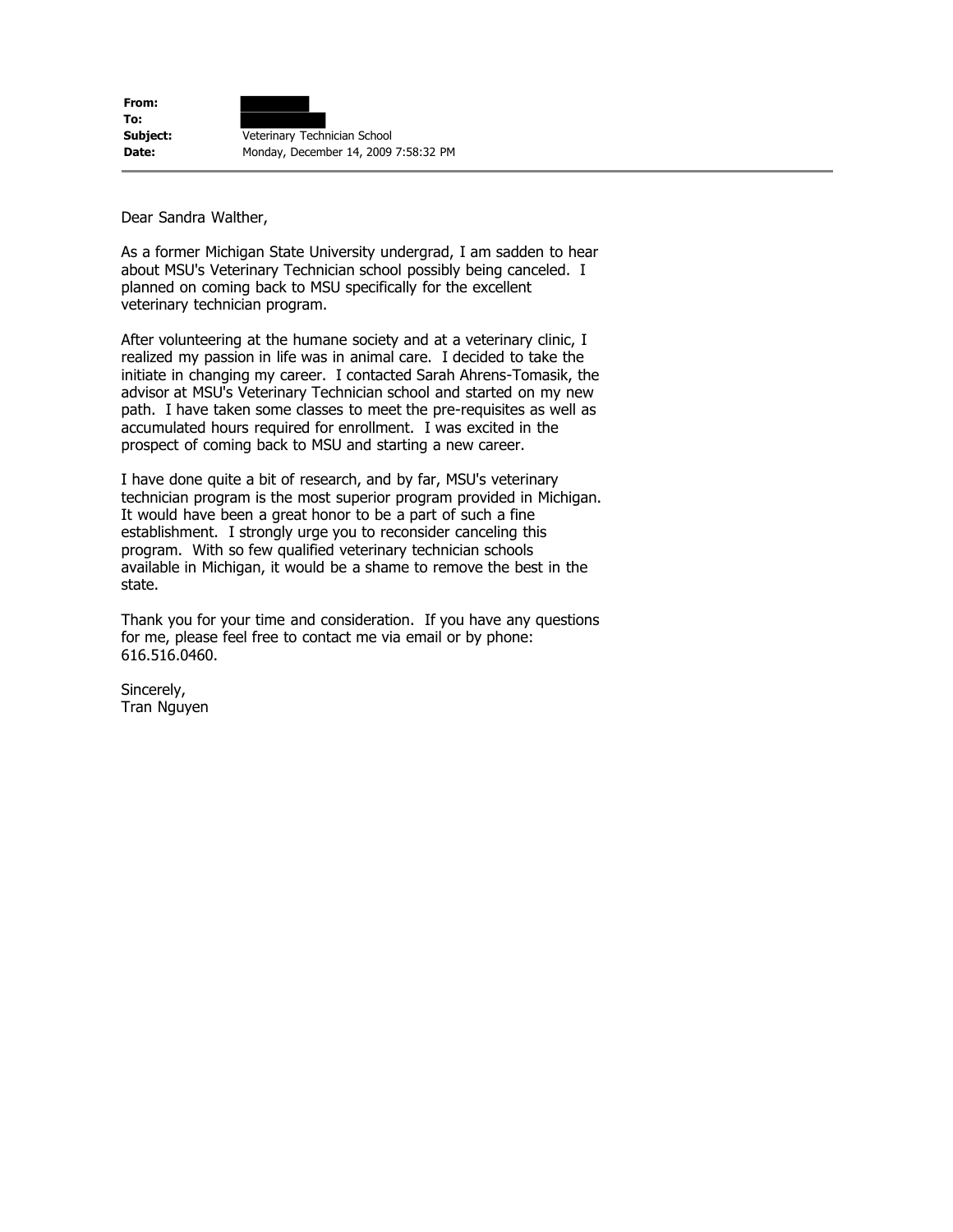**From:**  
**To:**  
**Subject:** Veterinary Technician School  
**Date:** Monday, December 14, 2009 7:58:32 PM

---

Dear Sandra Walther,

As a former Michigan State University undergrad, I am sadden to hear about MSU's Veterinary Technician school possibly being canceled. I planned on coming back to MSU specifically for the excellent veterinary technician program.

After volunteering at the humane society and at a veterinary clinic, I realized my passion in life was in animal care. I decided to take the initiate in changing my career. I contacted Sarah Ahrens-Tomasik, the advisor at MSU's Veterinary Technician school and started on my new path. I have taken some classes to meet the pre-requisites as well as accumulated hours required for enrollment. I was excited in the prospect of coming back to MSU and starting a new career.

I have done quite a bit of research, and by far, MSU's veterinary technician program is the most superior program provided in Michigan. It would have been a great honor to be a part of such a fine establishment. I strongly urge you to reconsider canceling this program. With so few qualified veterinary technician schools available in Michigan, it would be a shame to remove the best in the state.

Thank you for your time and consideration. If you have any questions for me, please feel free to contact me via email or by phone: 616.516.0460.

Sincerely,  
Tran Nguyen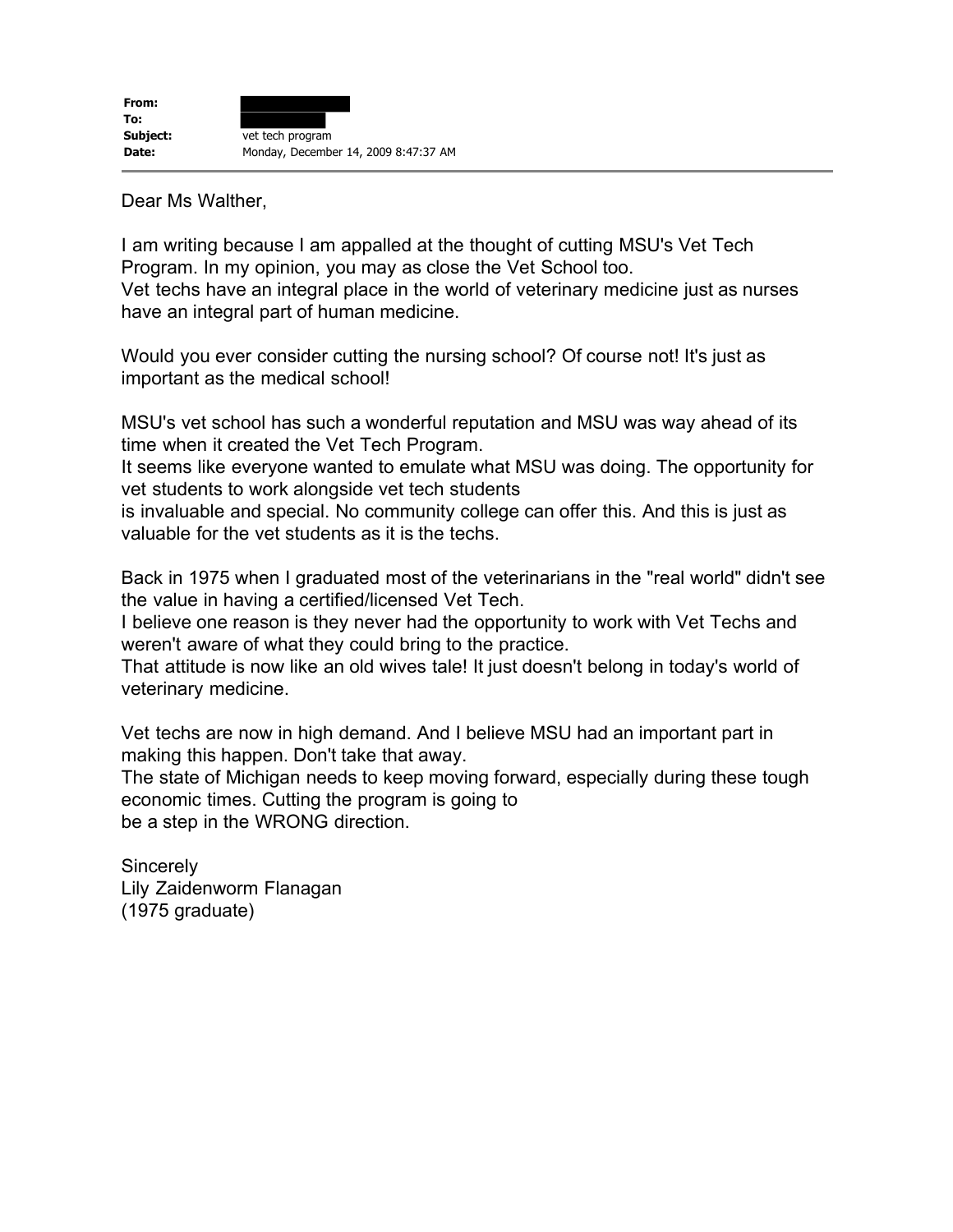| | |
|---|---|
| **From:** | ████████ |
| **To:** | ██████ |
| **Subject:** | vet tech program |
| **Date:** | Monday, December 14, 2009 8:47:37 AM |

Dear Ms Walther,

I am writing because I am appalled at the thought of cutting MSU's Vet Tech Program. In my opinion, you may as close the Vet School too.
Vet techs have an integral place in the world of veterinary medicine just as nurses have an integral part of human medicine.

Would you ever consider cutting the nursing school? Of course not! It's just as important as the medical school!

MSU's vet school has such a wonderful reputation and MSU was way ahead of its time when it created the Vet Tech Program.
It seems like everyone wanted to emulate what MSU was doing. The opportunity for vet students to work alongside vet tech students
is invaluable and special. No community college can offer this. And this is just as valuable for the vet students as it is the techs.

Back in 1975 when I graduated most of the veterinarians in the "real world" didn't see the value in having a certified/licensed Vet Tech.
I believe one reason is they never had the opportunity to work with Vet Techs and weren't aware of what they could bring to the practice.
That attitude is now like an old wives tale! It just doesn't belong in today's world of veterinary medicine.

Vet techs are now in high demand. And I believe MSU had an important part in making this happen. Don't take that away.
The state of Michigan needs to keep moving forward, especially during these tough economic times. Cutting the program is going to
be a step in the WRONG direction.

Sincerely
Lily Zaidenworm Flanagan
(1975 graduate)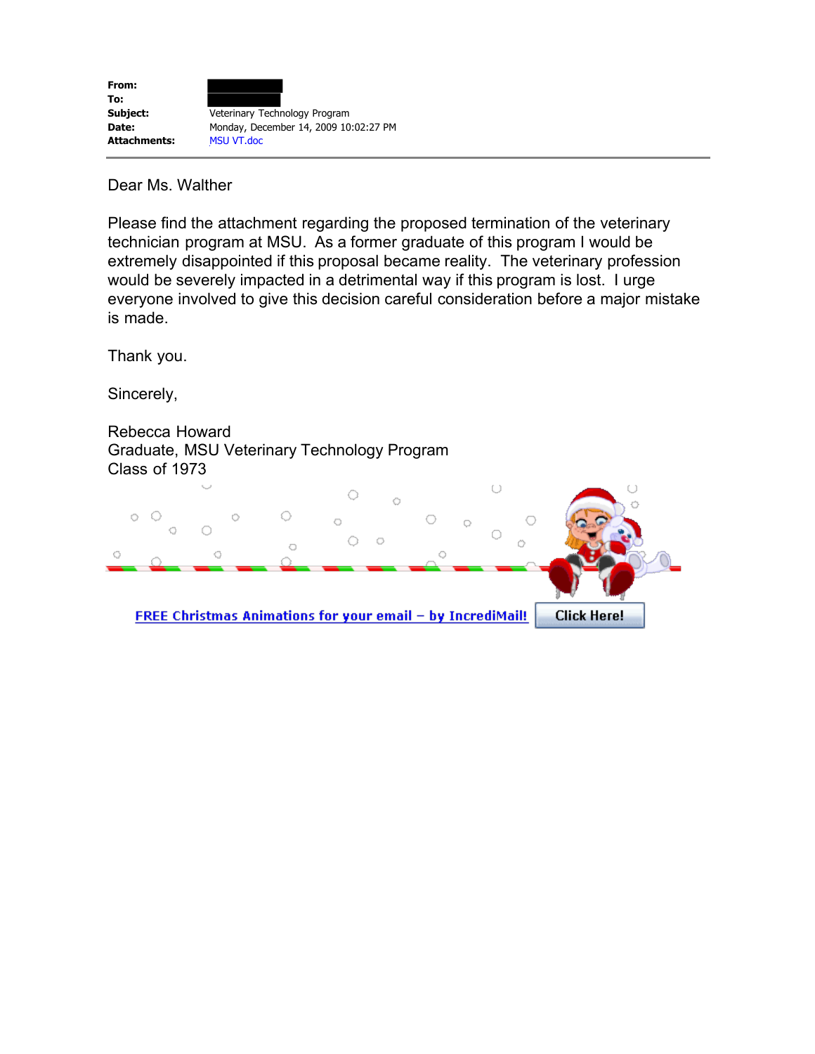| | |
|---|---|
| **From:** | |
| **To:** | |
| **Subject:** | Veterinary Technology Program |
| **Date:** | Monday, December 14, 2009 10:02:27 PM |
| **Attachments:** | MSU VT.doc |

---

Dear Ms. Walther

Please find the attachment regarding the proposed termination of the veterinary technician program at MSU. As a former graduate of this program I would be extremely disappointed if this proposal became reality. The veterinary profession would be severely impacted in a detrimental way if this program is lost. I urge everyone involved to give this decision careful consideration before a major mistake is made.

Thank you.

Sincerely,

Rebecca Howard
Graduate, MSU Veterinary Technology Program
Class of 1973

FREE Christmas Animations for your email – by IncrediMail! Click Here!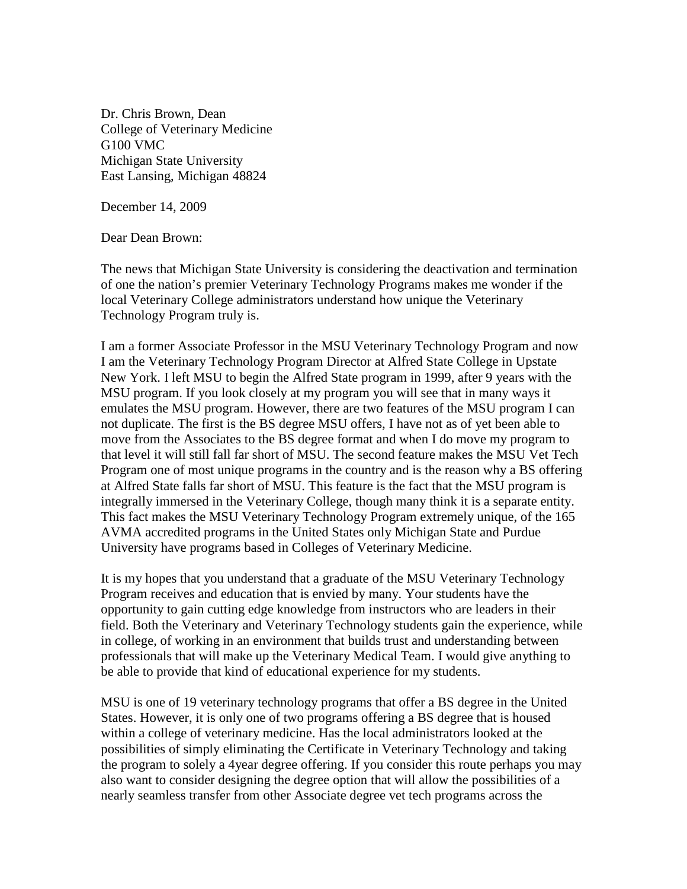Dr. Chris Brown, Dean
College of Veterinary Medicine
G100 VMC
Michigan State University
East Lansing, Michigan 48824

December 14, 2009

Dear Dean Brown:

The news that Michigan State University is considering the deactivation and termination of one the nation's premier Veterinary Technology Programs makes me wonder if the local Veterinary College administrators understand how unique the Veterinary Technology Program truly is.

I am a former Associate Professor in the MSU Veterinary Technology Program and now I am the Veterinary Technology Program Director at Alfred State College in Upstate New York. I left MSU to begin the Alfred State program in 1999, after 9 years with the MSU program. If you look closely at my program you will see that in many ways it emulates the MSU program. However, there are two features of the MSU program I can not duplicate. The first is the BS degree MSU offers, I have not as of yet been able to move from the Associates to the BS degree format and when I do move my program to that level it will still fall far short of MSU. The second feature makes the MSU Vet Tech Program one of most unique programs in the country and is the reason why a BS offering at Alfred State falls far short of MSU. This feature is the fact that the MSU program is integrally immersed in the Veterinary College, though many think it is a separate entity. This fact makes the MSU Veterinary Technology Program extremely unique, of the 165 AVMA accredited programs in the United States only Michigan State and Purdue University have programs based in Colleges of Veterinary Medicine.

It is my hopes that you understand that a graduate of the MSU Veterinary Technology Program receives and education that is envied by many. Your students have the opportunity to gain cutting edge knowledge from instructors who are leaders in their field. Both the Veterinary and Veterinary Technology students gain the experience, while in college, of working in an environment that builds trust and understanding between professionals that will make up the Veterinary Medical Team. I would give anything to be able to provide that kind of educational experience for my students.

MSU is one of 19 veterinary technology programs that offer a BS degree in the United States. However, it is only one of two programs offering a BS degree that is housed within a college of veterinary medicine. Has the local administrators looked at the possibilities of simply eliminating the Certificate in Veterinary Technology and taking the program to solely a 4year degree offering. If you consider this route perhaps you may also want to consider designing the degree option that will allow the possibilities of a nearly seamless transfer from other Associate degree vet tech programs across the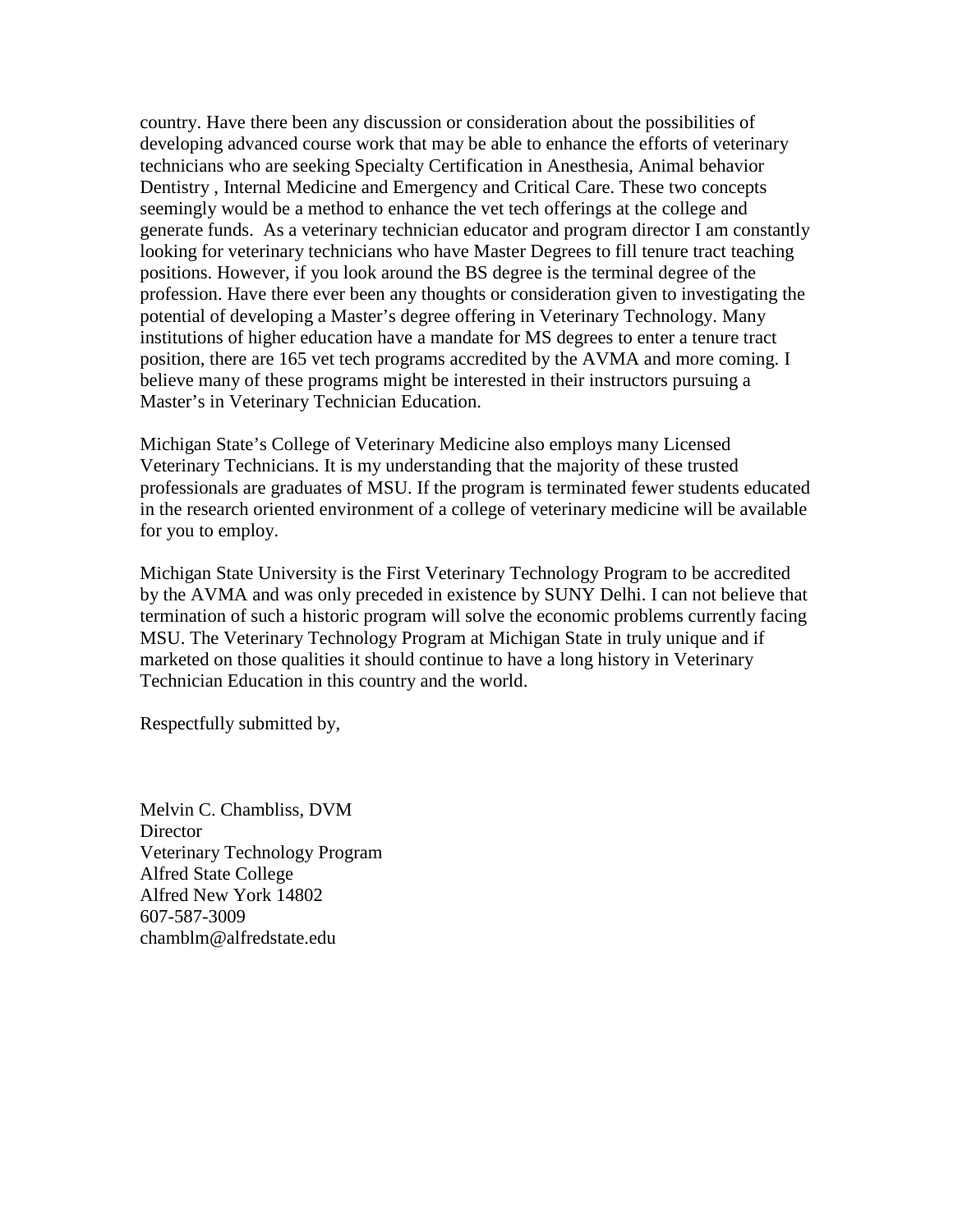country. Have there been any discussion or consideration about the possibilities of developing advanced course work that may be able to enhance the efforts of veterinary technicians who are seeking Specialty Certification in Anesthesia, Animal behavior Dentistry , Internal Medicine and Emergency and Critical Care. These two concepts seemingly would be a method to enhance the vet tech offerings at the college and generate funds. As a veterinary technician educator and program director I am constantly looking for veterinary technicians who have Master Degrees to fill tenure tract teaching positions. However, if you look around the BS degree is the terminal degree of the profession. Have there ever been any thoughts or consideration given to investigating the potential of developing a Master's degree offering in Veterinary Technology. Many institutions of higher education have a mandate for MS degrees to enter a tenure tract position, there are 165 vet tech programs accredited by the AVMA and more coming. I believe many of these programs might be interested in their instructors pursuing a Master's in Veterinary Technician Education.

Michigan State's College of Veterinary Medicine also employs many Licensed Veterinary Technicians. It is my understanding that the majority of these trusted professionals are graduates of MSU. If the program is terminated fewer students educated in the research oriented environment of a college of veterinary medicine will be available for you to employ.

Michigan State University is the First Veterinary Technology Program to be accredited by the AVMA and was only preceded in existence by SUNY Delhi. I can not believe that termination of such a historic program will solve the economic problems currently facing MSU. The Veterinary Technology Program at Michigan State in truly unique and if marketed on those qualities it should continue to have a long history in Veterinary Technician Education in this country and the world.

Respectfully submitted by,

Melvin C. Chambliss, DVM
Director
Veterinary Technology Program
Alfred State College
Alfred New York 14802
607-587-3009
chamblm@alfredstate.edu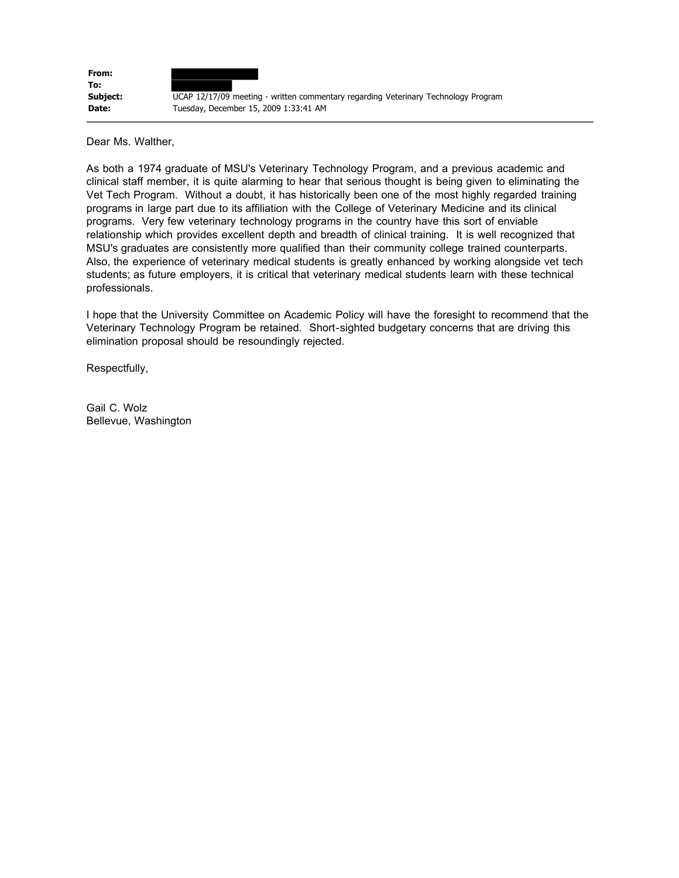**From:** [redacted]
**To:** [redacted]
**Subject:** UCAP 12/17/09 meeting - written commentary regarding Veterinary Technology Program
**Date:** Tuesday, December 15, 2009 1:33:41 AM

---

Dear Ms. Walther,

As both a 1974 graduate of MSU's Veterinary Technology Program, and a previous academic and clinical staff member, it is quite alarming to hear that serious thought is being given to eliminating the Vet Tech Program. Without a doubt, it has historically been one of the most highly regarded training programs in large part due to its affiliation with the College of Veterinary Medicine and its clinical programs. Very few veterinary technology programs in the country have this sort of enviable relationship which provides excellent depth and breadth of clinical training. It is well recognized that MSU's graduates are consistently more qualified than their community college trained counterparts. Also, the experience of veterinary medical students is greatly enhanced by working alongside vet tech students; as future employers, it is critical that veterinary medical students learn with these technical professionals.

I hope that the University Committee on Academic Policy will have the foresight to recommend that the Veterinary Technology Program be retained. Short-sighted budgetary concerns that are driving this elimination proposal should be resoundingly rejected.

Respectfully,

Gail C. Wolz
Bellevue, Washington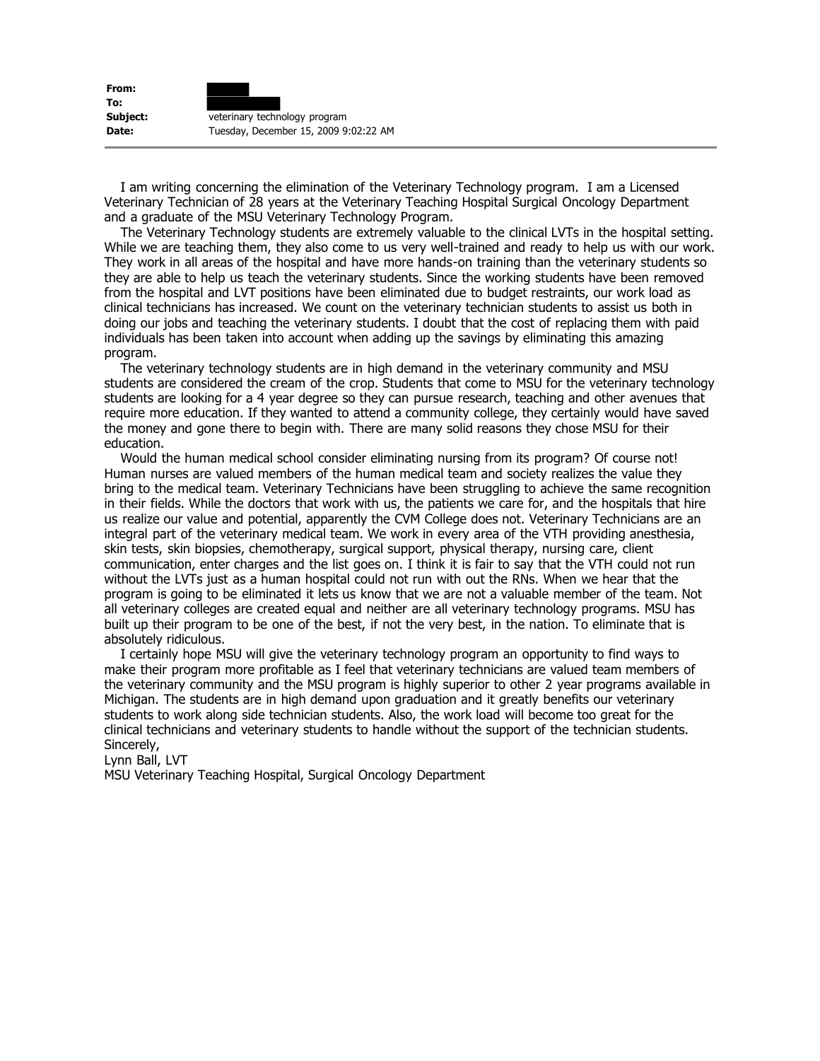**From:**
**To:**
**Subject:** veterinary technology program
**Date:** Tuesday, December 15, 2009 9:02:22 AM

---

I am writing concerning the elimination of the Veterinary Technology program. I am a Licensed Veterinary Technician of 28 years at the Veterinary Teaching Hospital Surgical Oncology Department and a graduate of the MSU Veterinary Technology Program.

The Veterinary Technology students are extremely valuable to the clinical LVTs in the hospital setting. While we are teaching them, they also come to us very well-trained and ready to help us with our work. They work in all areas of the hospital and have more hands-on training than the veterinary students so they are able to help us teach the veterinary students. Since the working students have been removed from the hospital and LVT positions have been eliminated due to budget restraints, our work load as clinical technicians has increased. We count on the veterinary technician students to assist us both in doing our jobs and teaching the veterinary students. I doubt that the cost of replacing them with paid individuals has been taken into account when adding up the savings by eliminating this amazing program.

The veterinary technology students are in high demand in the veterinary community and MSU students are considered the cream of the crop. Students that come to MSU for the veterinary technology students are looking for a 4 year degree so they can pursue research, teaching and other avenues that require more education. If they wanted to attend a community college, they certainly would have saved the money and gone there to begin with. There are many solid reasons they chose MSU for their education.

Would the human medical school consider eliminating nursing from its program? Of course not! Human nurses are valued members of the human medical team and society realizes the value they bring to the medical team. Veterinary Technicians have been struggling to achieve the same recognition in their fields. While the doctors that work with us, the patients we care for, and the hospitals that hire us realize our value and potential, apparently the CVM College does not. Veterinary Technicians are an integral part of the veterinary medical team. We work in every area of the VTH providing anesthesia, skin tests, skin biopsies, chemotherapy, surgical support, physical therapy, nursing care, client communication, enter charges and the list goes on. I think it is fair to say that the VTH could not run without the LVTs just as a human hospital could not run with out the RNs. When we hear that the program is going to be eliminated it lets us know that we are not a valuable member of the team. Not all veterinary colleges are created equal and neither are all veterinary technology programs. MSU has built up their program to be one of the best, if not the very best, in the nation. To eliminate that is absolutely ridiculous.

I certainly hope MSU will give the veterinary technology program an opportunity to find ways to make their program more profitable as I feel that veterinary technicians are valued team members of the veterinary community and the MSU program is highly superior to other 2 year programs available in Michigan. The students are in high demand upon graduation and it greatly benefits our veterinary students to work along side technician students. Also, the work load will become too great for the clinical technicians and veterinary students to handle without the support of the technician students.

Sincerely,

Lynn Ball, LVT

MSU Veterinary Teaching Hospital, Surgical Oncology Department